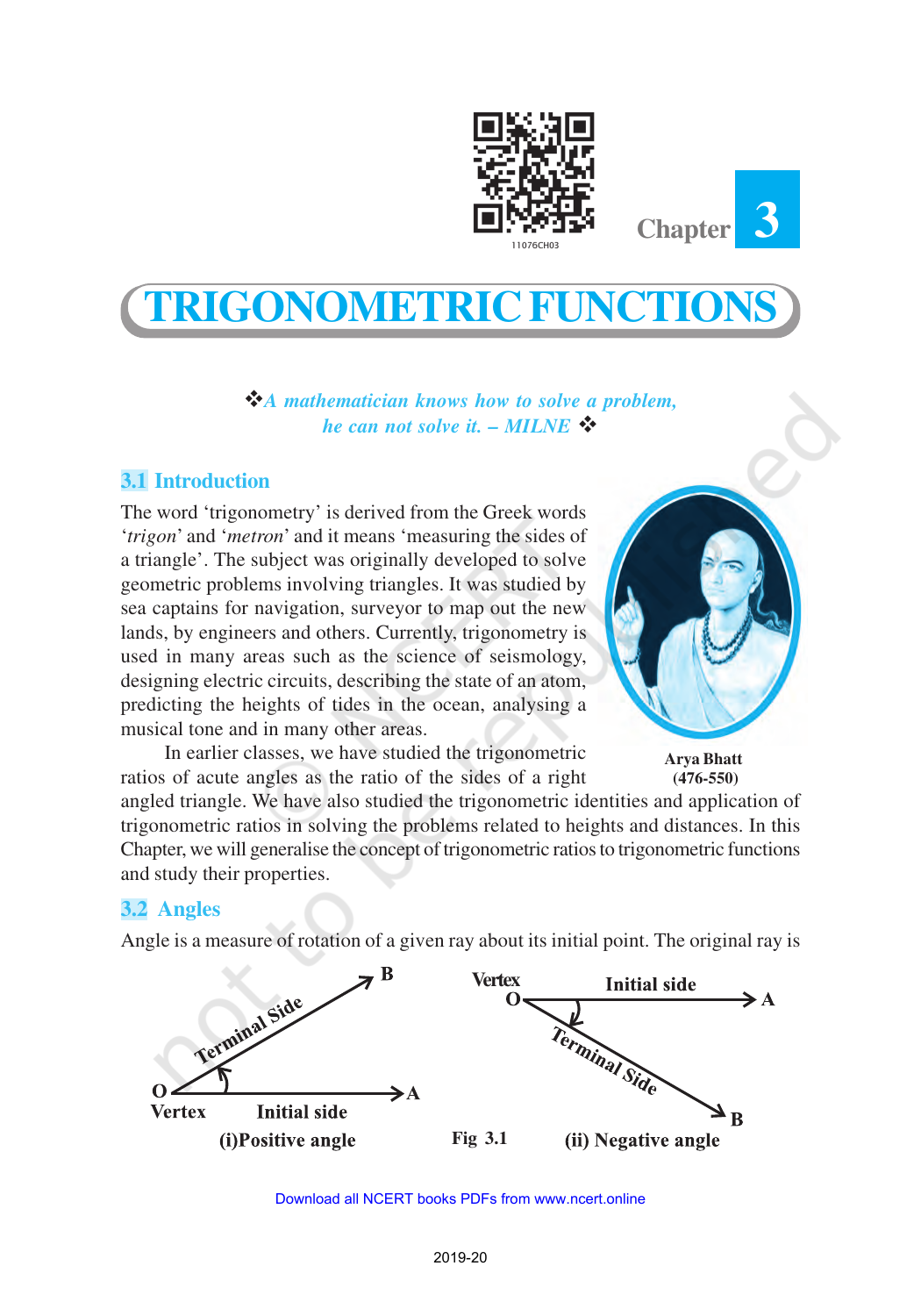Chapter 3

# TRIGONOMETRIC FUNCTIONS

❖ *A mathematician knows how to solve a problem, he can not solve it. – MILNE* ❖

## 3.1 Introduction

The word 'trigonometry' is derived from the Greek words '*trigon*' and '*metron*' and it means 'measuring the sides of a triangle'. The subject was originally developed to solve geometric problems involving triangles. It was studied by sea captains for navigation, surveyor to map out the new lands, by engineers and others. Currently, trigonometry is used in many areas such as the science of seismology, designing electric circuits, describing the state of an atom, predicting the heights of tides in the ocean, analysing a musical tone and in many other areas.

**Arya Bhatt (476-550)**

In earlier classes, we have studied the trigonometric ratios of acute angles as the ratio of the sides of a right angled triangle. We have also studied the trigonometric identities and application of trigonometric ratios in solving the problems related to heights and distances. In this Chapter, we will generalise the concept of trigonometric ratios to trigonometric functions and study their properties.

## 3.2 Angles

Angle is a measure of rotation of a given ray about its initial point. The original ray is

(i) Positive angle  Fig 3.1  (ii) Negative angle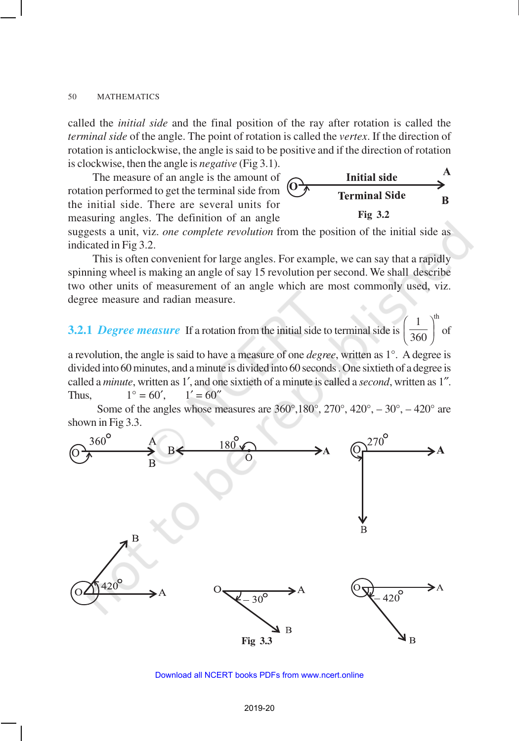called the *initial side* and the final position of the ray after rotation is called the *terminal side* of the angle. The point of rotation is called the *vertex*. If the direction of rotation is anticlockwise, the angle is said to be positive and if the direction of rotation is clockwise, then the angle is *negative* (Fig 3.1).

The measure of an angle is the amount of rotation performed to get the terminal side from the initial side. There are several units for measuring angles. The definition of an angle suggests a unit, viz. *one complete revolution* from the position of the initial side as indicated in Fig 3.2.

Fig 3.2

This is often convenient for large angles. For example, we can say that a rapidly spinning wheel is making an angle of say 15 revolution per second. We shall describe two other units of measurement of an angle which are most commonly used, viz. degree measure and radian measure.

### 3.2.1 *Degree measure*

If a rotation from the initial side to terminal side is $\left(\frac{1}{360}\right)^{\text{th}}$ of a revolution, the angle is said to have a measure of one *degree*, written as $1°$. A degree is divided into 60 minutes, and a minute is divided into 60 seconds . One sixtieth of a degree is called a *minute*, written as $1'$, and one sixtieth of a minute is called a *second*, written as $1''$.

Thus, $1° = 60'$, $1' = 60''$

Some of the angles whose measures are 360°,180°, 270°, 420°, – 30°, – 420° are shown in Fig 3.3.

Fig 3.3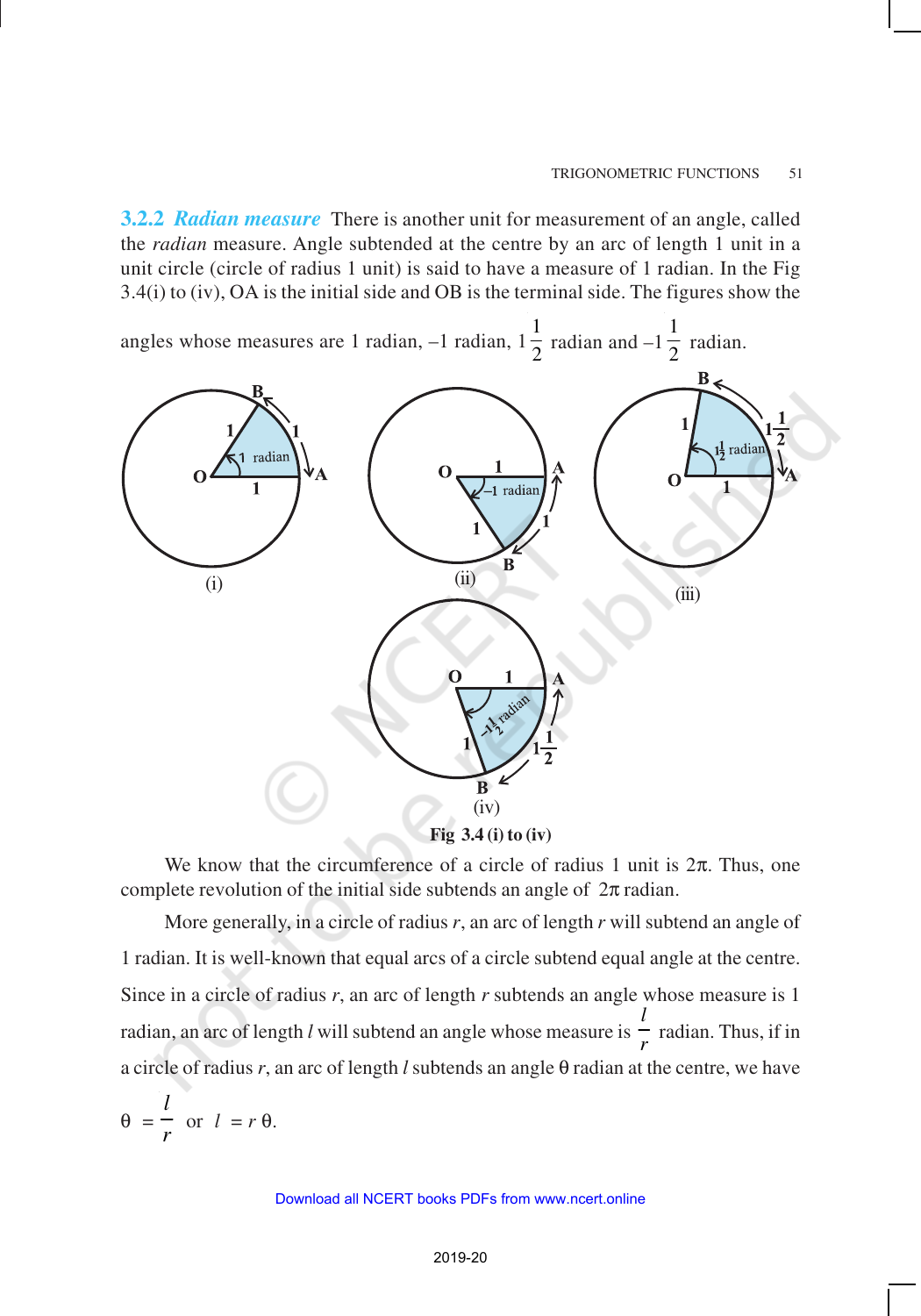### 3.2.2 *Radian measure*

There is another unit for measurement of an angle, called the *radian* measure. Angle subtended at the centre by an arc of length 1 unit in a unit circle (circle of radius 1 unit) is said to have a measure of 1 radian. In the Fig 3.4(i) to (iv), OA is the initial side and OB is the terminal side. The figures show the angles whose measures are 1 radian, –1 radian, $1\frac{1}{2}$ radian and $-1\frac{1}{2}$ radian.

**Fig 3.4 (i) to (iv)**

We know that the circumference of a circle of radius 1 unit is $2\pi$. Thus, one complete revolution of the initial side subtends an angle of $2\pi$ radian.

More generally, in a circle of radius $r$, an arc of length $r$ will subtend an angle of 1 radian. It is well-known that equal arcs of a circle subtend equal angle at the centre. Since in a circle of radius $r$, an arc of length $r$ subtends an angle whose measure is 1 radian, an arc of length $l$ will subtend an angle whose measure is $\frac{l}{r}$ radian. Thus, if in a circle of radius $r$, an arc of length $l$ subtends an angle $\theta$ radian at the centre, we have

$$\theta = \frac{l}{r} \text{ or } l = r\,\theta.$$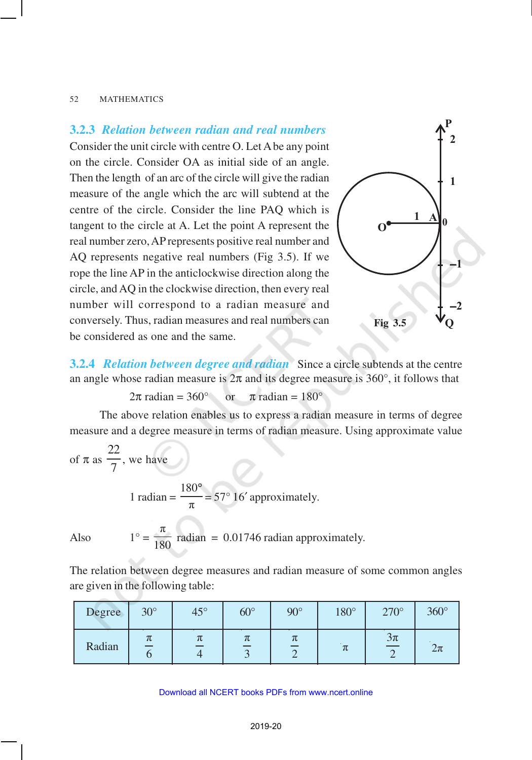### 3.2.3 *Relation between radian and real numbers*

Consider the unit circle with centre O. Let A be any point on the circle. Consider OA as initial side of an angle. Then the length of an arc of the circle will give the radian measure of the angle which the arc will subtend at the centre of the circle. Consider the line PAQ which is tangent to the circle at A. Let the point A represent the real number zero, AP represents positive real number and AQ represents negative real numbers (Fig 3.5). If we rope the line AP in the anticlockwise direction along the circle, and AQ in the clockwise direction, then every real number will correspond to a radian measure and conversely. Thus, radian measures and real numbers can be considered as one and the same.

Fig 3.5

### 3.2.4 *Relation between degree and radian*

Since a circle subtends at the centre an angle whose radian measure is $2\pi$ and its degree measure is $360°$, it follows that

$$2\pi \text{ radian} = 360° \quad \text{or} \quad \pi \text{ radian} = 180°$$

The above relation enables us to express a radian measure in terms of degree measure and a degree measure in terms of radian measure. Using approximate value of $\pi$ as $\frac{22}{7}$, we have

$$1 \text{ radian} = \frac{180°}{\pi} = 57°\ 16' \text{ approximately.}$$

Also $$1° = \frac{\pi}{180} \text{ radian} = 0.01746 \text{ radian approximately.}$$

The relation between degree measures and radian measure of some common angles are given in the following table:

| Degree | 30° | 45° | 60° | 90° | 180° | 270° | 360° |
|---|---|---|---|---|---|---|---|
| Radian | $\frac{\pi}{6}$ | $\frac{\pi}{4}$ | $\frac{\pi}{3}$ | $\frac{\pi}{2}$ | $\pi$ | $\frac{3\pi}{2}$ | $2\pi$ |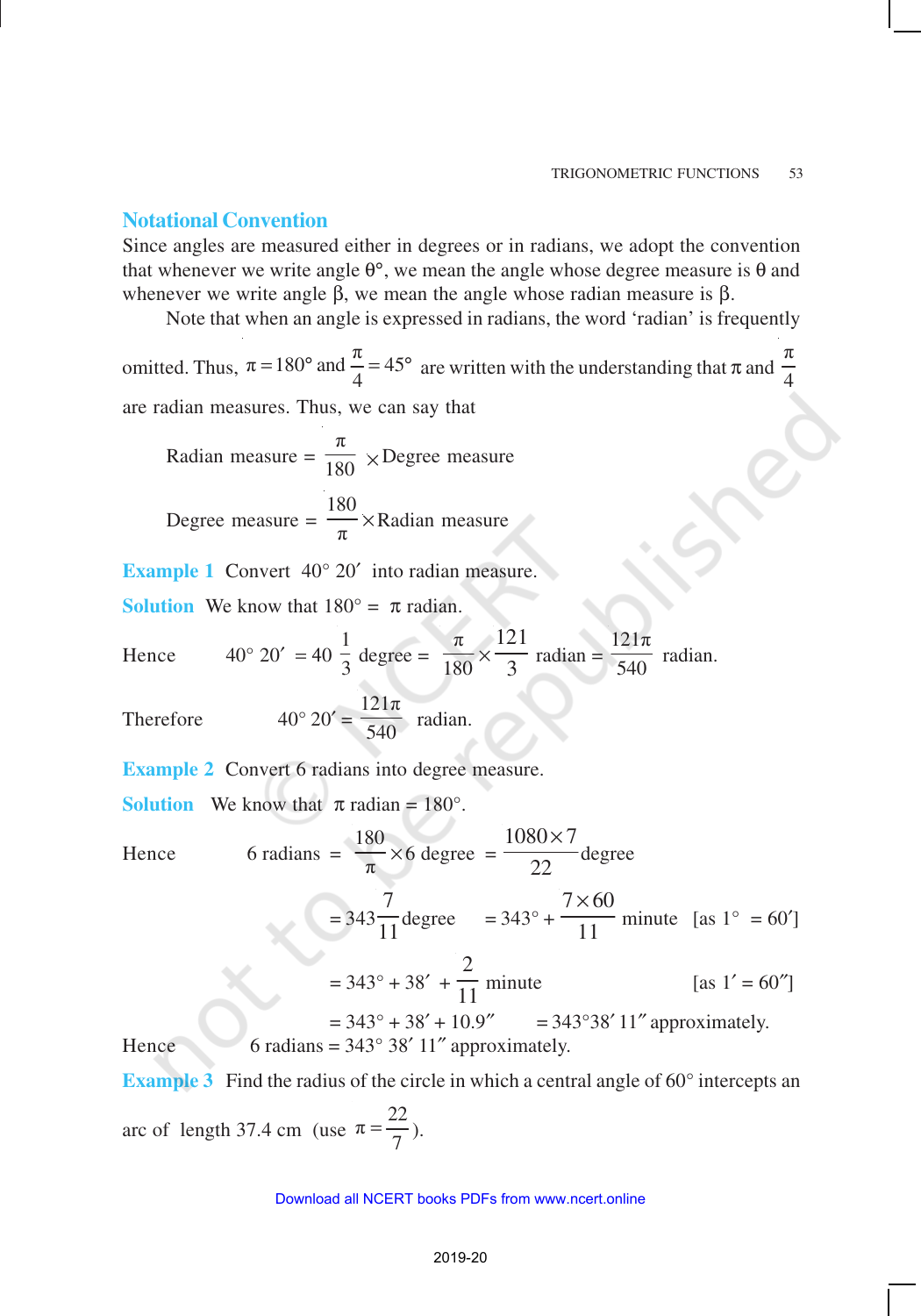## Notational Convention

Since angles are measured either in degrees or in radians, we adopt the convention that whenever we write angle $\theta°$, we mean the angle whose degree measure is $\theta$ and whenever we write angle $\beta$, we mean the angle whose radian measure is $\beta$.

Note that when an angle is expressed in radians, the word 'radian' is frequently omitted. Thus, $\pi = 180°$ and $\frac{\pi}{4} = 45°$ are written with the understanding that $\pi$ and $\frac{\pi}{4}$ are radian measures. Thus, we can say that

$$\text{Radian measure} = \frac{\pi}{180} \times \text{Degree measure}$$

$$\text{Degree measure} = \frac{180}{\pi} \times \text{Radian measure}$$

**Example 1** Convert $40°\ 20'$ into radian measure.

**Solution** We know that $180° = \pi$ radian.

Hence $\quad 40°\ 20' = 40\frac{1}{3}$ degree $= \frac{\pi}{180} \times \frac{121}{3}$ radian $= \frac{121\pi}{540}$ radian.

Therefore $\quad 40°\ 20' = \frac{121\pi}{540}$ radian.

**Example 2** Convert 6 radians into degree measure.

**Solution** We know that $\pi$ radian = 180°.

Hence $\quad 6 \text{ radians} = \frac{180}{\pi} \times 6 \text{ degree} = \frac{1080 \times 7}{22} \text{degree}$

$$= 343\frac{7}{11}\text{degree} \quad = 343° + \frac{7 \times 60}{11} \text{ minute} \quad [\text{as } 1° = 60']$$

$$= 343° + 38' + \frac{2}{11} \text{ minute} \quad [\text{as } 1' = 60'']$$

$$= 343° + 38' + 10.9'' \quad = 343°38'\ 11'' \text{ approximately.}$$

Hence $\quad 6 \text{ radians} = 343°\ 38'\ 11''$ approximately.

**Example 3** Find the radius of the circle in which a central angle of 60° intercepts an arc of length 37.4 cm (use $\pi = \frac{22}{7}$).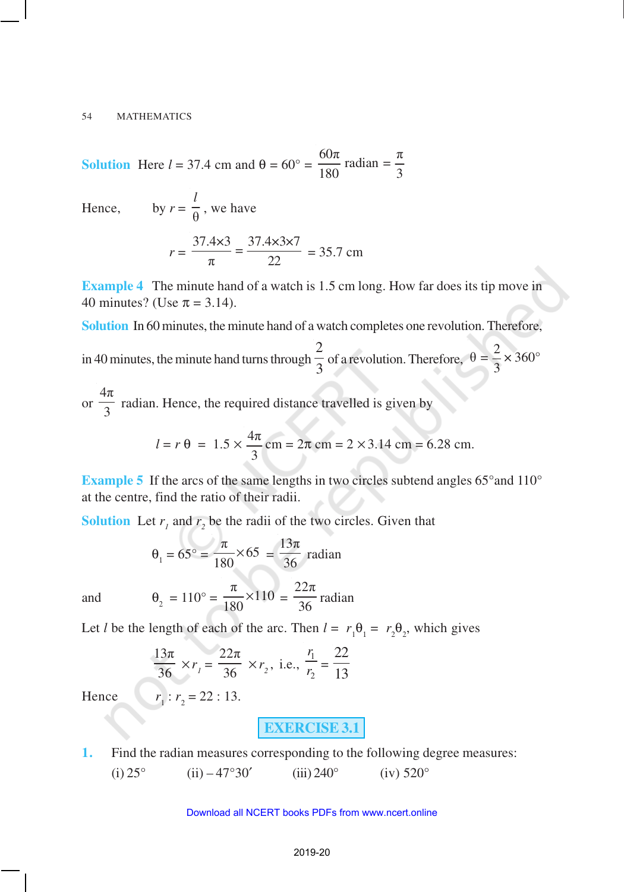**Solution** Here $l = 37.4$ cm and $\theta = 60° = \frac{60\pi}{180}$ radian $= \frac{\pi}{3}$

Hence, by $r = \frac{l}{\theta}$, we have

$$r = \frac{37.4 \times 3}{\pi} = \frac{37.4 \times 3 \times 7}{22} = 35.7 \text{ cm}$$

**Example 4** The minute hand of a watch is 1.5 cm long. How far does its tip move in 40 minutes? (Use $\pi = 3.14$).

**Solution** In 60 minutes, the minute hand of a watch completes one revolution. Therefore, in 40 minutes, the minute hand turns through $\frac{2}{3}$ of a revolution. Therefore, $\theta = \frac{2}{3} \times 360°$ or $\frac{4\pi}{3}$ radian. Hence, the required distance travelled is given by

$$l = r\,\theta = 1.5 \times \frac{4\pi}{3} \text{ cm} = 2\pi \text{ cm} = 2 \times 3.14 \text{ cm} = 6.28 \text{ cm}.$$

**Example 5** If the arcs of the same lengths in two circles subtend angles 65°and 110° at the centre, find the ratio of their radii.

**Solution** Let $r_1$ and $r_2$ be the radii of the two circles. Given that

$$\theta_1 = 65° = \frac{\pi}{180} \times 65 = \frac{13\pi}{36} \text{ radian}$$

and $$\theta_2 = 110° = \frac{\pi}{180} \times 110 = \frac{22\pi}{36} \text{ radian}$$

Let $l$ be the length of each of the arc. Then $l = r_1\theta_1 = r_2\theta_2$, which gives

$$\frac{13\pi}{36} \times r_1 = \frac{22\pi}{36} \times r_2, \text{ i.e., } \frac{r_1}{r_2} = \frac{22}{13}$$

Hence $r_1 : r_2 = 22 : 13$.

## EXERCISE 3.1

1. Find the radian measures corresponding to the following degree measures:
   (i) 25° (ii) – 47°30′ (iii) 240° (iv) 520°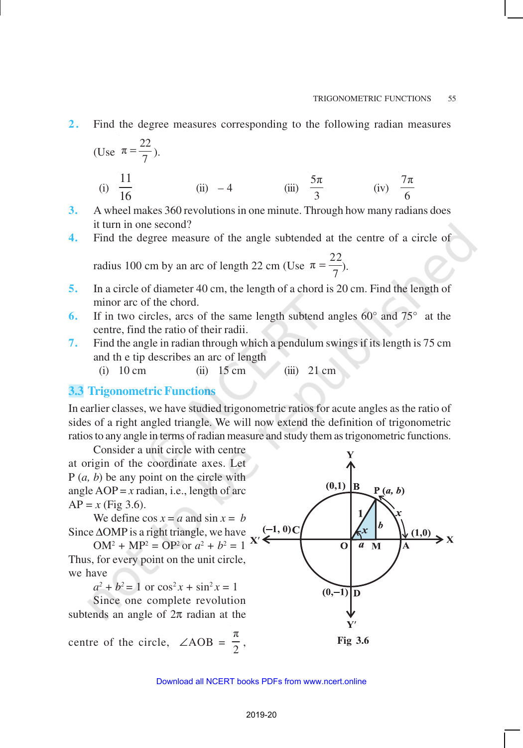**2.** Find the degree measures corresponding to the following radian measures (Use $\pi = \frac{22}{7}$).

(i) $\frac{11}{16}$  (ii) $-4$  (iii) $\frac{5\pi}{3}$  (iv) $\frac{7\pi}{6}$

**3.** A wheel makes 360 revolutions in one minute. Through how many radians does it turn in one second?

**4.** Find the degree measure of the angle subtended at the centre of a circle of radius 100 cm by an arc of length 22 cm (Use $\pi = \frac{22}{7}$).

**5.** In a circle of diameter 40 cm, the length of a chord is 20 cm. Find the length of minor arc of the chord.

**6.** If in two circles, arcs of the same length subtend angles 60° and 75° at the centre, find the ratio of their radii.

**7.** Find the angle in radian through which a pendulum swings if its length is 75 cm and th e tip describes an arc of length

(i) 10 cm  (ii) 15 cm  (iii) 21 cm

## 3.3 Trigonometric Functions

In earlier classes, we have studied trigonometric ratios for acute angles as the ratio of sides of a right angled triangle. We will now extend the definition of trigonometric ratios to any angle in terms of radian measure and study them as trigonometric functions.

Consider a unit circle with centre at origin of the coordinate axes. Let P $(a, b)$ be any point on the circle with angle AOP $= x$ radian, i.e., length of arc AP $= x$ (Fig 3.6).

We define $\cos x = a$ and $\sin x = b$

Since ΔOMP is a right triangle, we have

$$OM^2 + MP^2 = OP^2 \text{ or } a^2 + b^2 = 1$$

Thus, for every point on the unit circle, we have

$$a^2 + b^2 = 1 \text{ or } \cos^2 x + \sin^2 x = 1$$

Since one complete revolution subtends an angle of $2\pi$ radian at the centre of the circle, $\angle AOB = \frac{\pi}{2}$,

Fig 3.6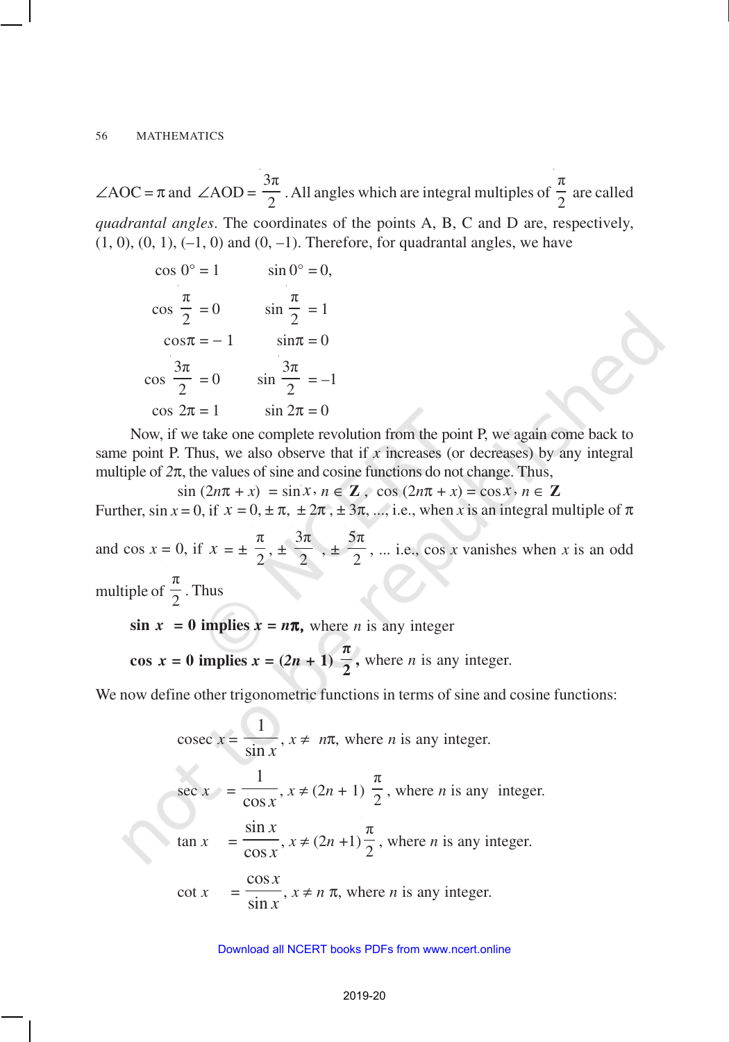$\angle AOC = \pi$ and $\angle AOD = \frac{3\pi}{2}$. All angles which are integral multiples of $\frac{\pi}{2}$ are called *quadrantal angles*. The coordinates of the points A, B, C and D are, respectively, (1, 0), (0, 1), (–1, 0) and (0, –1). Therefore, for quadrantal angles, we have

$$\cos 0^\circ = 1 \qquad \sin 0^\circ = 0,$$

$$\cos \frac{\pi}{2} = 0 \qquad \sin \frac{\pi}{2} = 1$$

$$\cos \pi = -1 \qquad \sin \pi = 0$$

$$\cos \frac{3\pi}{2} = 0 \qquad \sin \frac{3\pi}{2} = -1$$

$$\cos 2\pi = 1 \qquad \sin 2\pi = 0$$

Now, if we take one complete revolution from the point P, we again come back to same point P. Thus, we also observe that if $x$ increases (or decreases) by any integral multiple of $2\pi$, the values of sine and cosine functions do not change. Thus,

$$\sin (2n\pi + x) = \sin x, \ n \in \mathbf{Z}, \quad \cos (2n\pi + x) = \cos x, \ n \in \mathbf{Z}$$

Further, $\sin x = 0$, if $x = 0, \pm \pi, \pm 2\pi, \pm 3\pi, ...$, i.e., when $x$ is an integral multiple of $\pi$ and $\cos x = 0$, if $x = \pm \frac{\pi}{2}, \pm \frac{3\pi}{2}, \pm \frac{5\pi}{2}, ...$ i.e., $\cos x$ vanishes when $x$ is an odd multiple of $\frac{\pi}{2}$. Thus

**$\sin x = 0$ implies $x = n\pi$,** where $n$ is any integer

**$\cos x = 0$ implies $x = (2n + 1)\frac{\pi}{2}$,** where $n$ is any integer.

We now define other trigonometric functions in terms of sine and cosine functions:

$$\text{cosec } x = \frac{1}{\sin x}, \ x \neq n\pi, \text{ where } n \text{ is any integer.}$$

$$\sec x = \frac{1}{\cos x}, \ x \neq (2n + 1)\frac{\pi}{2}, \text{ where } n \text{ is any integer.}$$

$$\tan x = \frac{\sin x}{\cos x}, \ x \neq (2n + 1)\frac{\pi}{2}, \text{ where } n \text{ is any integer.}$$

$$\cot x = \frac{\cos x}{\sin x}, \ x \neq n\pi, \text{ where } n \text{ is any integer.}$$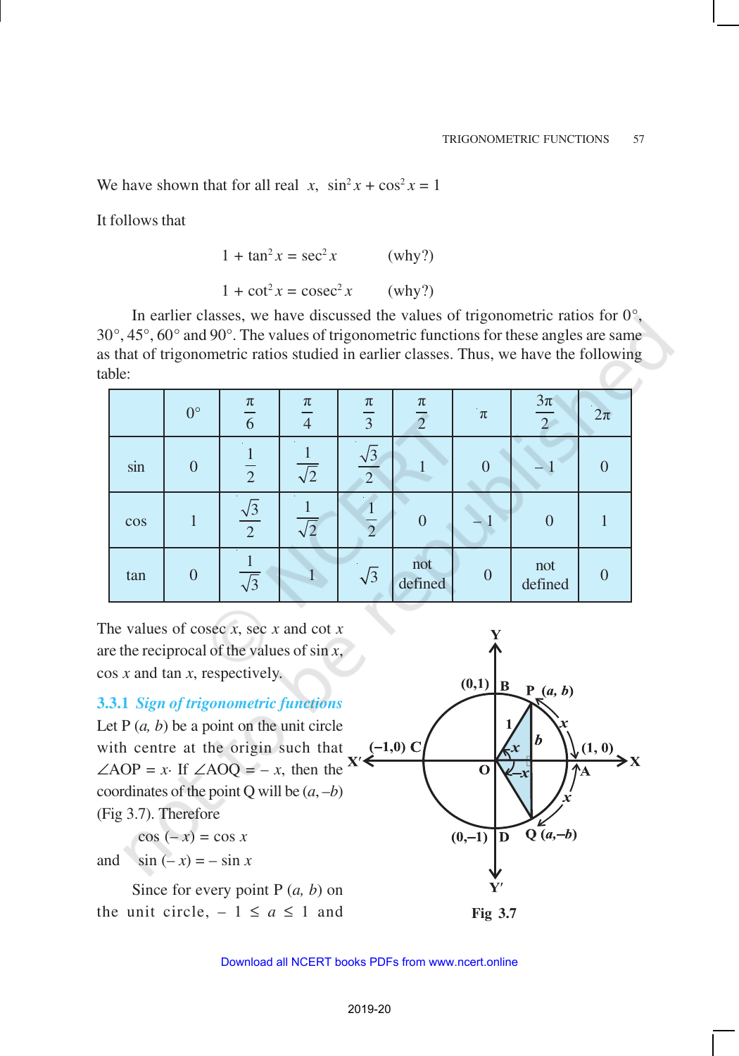We have shown that for all real $x$, $\sin^2 x + \cos^2 x = 1$

It follows that

$$1 + \tan^2 x = \sec^2 x \qquad \text{(why?)}$$

$$1 + \cot^2 x = \operatorname{cosec}^2 x \qquad \text{(why?)}$$

In earlier classes, we have discussed the values of trigonometric ratios for 0°, 30°, 45°, 60° and 90°. The values of trigonometric functions for these angles are same as that of trigonometric ratios studied in earlier classes. Thus, we have the following table:

| | 0° | $\frac{\pi}{6}$ | $\frac{\pi}{4}$ | $\frac{\pi}{3}$ | $\frac{\pi}{2}$ | $\pi$ | $\frac{3\pi}{2}$ | $2\pi$ |
|---|---|---|---|---|---|---|---|---|
| sin | 0 | $\frac{1}{2}$ | $\frac{1}{\sqrt{2}}$ | $\frac{\sqrt{3}}{2}$ | 1 | 0 | – 1 | 0 |
| cos | 1 | $\frac{\sqrt{3}}{2}$ | $\frac{1}{\sqrt{2}}$ | $\frac{1}{2}$ | 0 | – 1 | 0 | 1 |
| tan | 0 | $\frac{1}{\sqrt{3}}$ | 1 | $\sqrt{3}$ | not defined | 0 | not defined | 0 |

The values of cosec $x$, sec $x$ and cot $x$ are the reciprocal of the values of sin $x$, cos $x$ and tan $x$, respectively.

### 3.3.1 *Sign of trigonometric functions*

Let P $(a, b)$ be a point on the unit circle with centre at the origin such that $\angle AOP = x$. If $\angle AOQ = -x$, then the coordinates of the point Q will be $(a, -b)$ (Fig 3.7). Therefore

$$\cos(-x) = \cos x$$

and $$\sin(-x) = -\sin x$$

Fig 3.7

Since for every point P $(a, b)$ on the unit circle, $-1 \leq a \leq 1$ and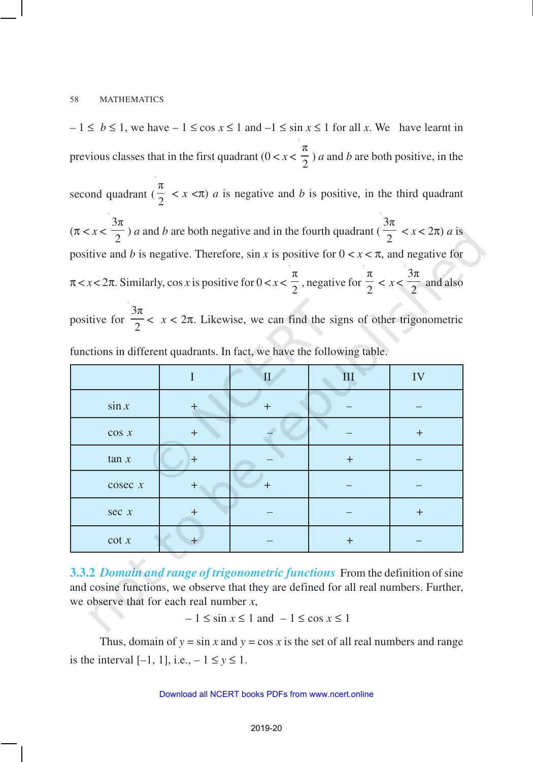$-1 \leq b \leq 1$, we have $-1 \leq \cos x \leq 1$ and $-1 \leq \sin x \leq 1$ for all $x$. We have learnt in previous classes that in the first quadrant ($0 < x < \frac{\pi}{2}$) $a$ and $b$ are both positive, in the second quadrant ($\frac{\pi}{2} < x < \pi$) $a$ is negative and $b$ is positive, in the third quadrant ($\pi < x < \frac{3\pi}{2}$) $a$ and $b$ are both negative and in the fourth quadrant ($\frac{3\pi}{2} < x < 2\pi$) $a$ is positive and $b$ is negative. Therefore, $\sin x$ is positive for $0 < x < \pi$, and negative for $\pi < x < 2\pi$. Similarly, $\cos x$ is positive for $0 < x < \frac{\pi}{2}$, negative for $\frac{\pi}{2} < x < \frac{3\pi}{2}$ and also positive for $\frac{3\pi}{2} < x < 2\pi$. Likewise, we can find the signs of other trigonometric functions in different quadrants. In fact, we have the following table.

| | I | II | III | IV |
|---|---|---|---|---|
| $\sin x$ | + | + | – | – |
| $\cos x$ | + | – | – | + |
| $\tan x$ | + | – | + | – |
| $\text{cosec } x$ | + | + | – | – |
| $\sec x$ | + | – | – | + |
| $\cot x$ | + | – | + | – |

**3.3.2** ***Domain and range of trigonometric functions*** From the definition of sine and cosine functions, we observe that they are defined for all real numbers. Further, we observe that for each real number $x$,

$$-1 \leq \sin x \leq 1 \text{ and } -1 \leq \cos x \leq 1$$

Thus, domain of $y = \sin x$ and $y = \cos x$ is the set of all real numbers and range is the interval $[-1, 1]$, i.e., $-1 \leq y \leq 1$.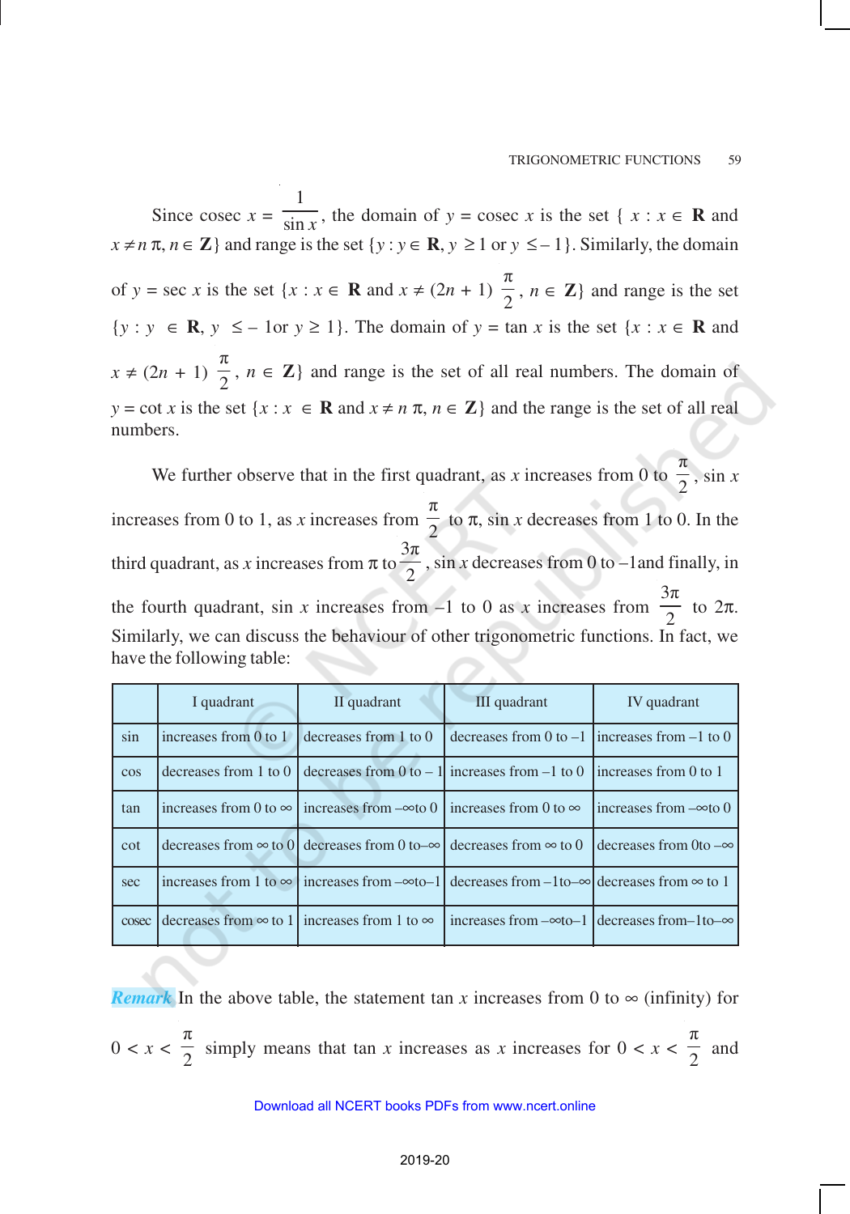Since cosec $x = \frac{1}{\sin x}$, the domain of $y = \text{cosec } x$ is the set $\{ x : x \in \mathbf{R}$ and $x \neq n\pi, n \in \mathbf{Z}\}$ and range is the set $\{y : y \in \mathbf{R}, y \geq 1$ or $y \leq -1\}$. Similarly, the domain of $y = \sec x$ is the set $\{x : x \in \mathbf{R}$ and $x \neq (2n + 1) \frac{\pi}{2}, n \in \mathbf{Z}\}$ and range is the set $\{y : y \in \mathbf{R}, y \leq -1$ or $y \geq 1\}$. The domain of $y = \tan x$ is the set $\{x : x \in \mathbf{R}$ and $x \neq (2n + 1) \frac{\pi}{2}, n \in \mathbf{Z}\}$ and range is the set of all real numbers. The domain of $y = \cot x$ is the set $\{x : x \in \mathbf{R}$ and $x \neq n\pi, n \in \mathbf{Z}\}$ and the range is the set of all real numbers.

We further observe that in the first quadrant, as $x$ increases from 0 to $\frac{\pi}{2}$, $\sin x$ increases from 0 to 1, as $x$ increases from $\frac{\pi}{2}$ to $\pi$, $\sin x$ decreases from 1 to 0. In the third quadrant, as $x$ increases from $\pi$ to $\frac{3\pi}{2}$, $\sin x$ decreases from 0 to $-1$ and finally, in the fourth quadrant, $\sin x$ increases from $-1$ to 0 as $x$ increases from $\frac{3\pi}{2}$ to $2\pi$. Similarly, we can discuss the behaviour of other trigonometric functions. In fact, we have the following table:

| | I quadrant | II quadrant | III quadrant | IV quadrant |
|---|---|---|---|---|
| sin | increases from 0 to 1 | decreases from 1 to 0 | decreases from 0 to $-1$ | increases from $-1$ to 0 |
| cos | decreases from 1 to 0 | decreases from 0 to $-1$ | increases from $-1$ to 0 | increases from 0 to 1 |
| tan | increases from 0 to $\infty$ | increases from $-\infty$ to 0 | increases from 0 to $\infty$ | increases from $-\infty$ to 0 |
| cot | decreases from $\infty$ to 0 | decreases from 0 to $-\infty$ | decreases from $\infty$ to 0 | decreases from 0 to $-\infty$ |
| sec | increases from 1 to $\infty$ | increases from $-\infty$ to $-1$ | decreases from $-1$ to $-\infty$ | decreases from $\infty$ to 1 |
| cosec | decreases from $\infty$ to 1 | increases from 1 to $\infty$ | increases from $-\infty$ to $-1$ | decreases from $-1$ to $-\infty$ |

***Remark*** In the above table, the statement $\tan x$ increases from 0 to $\infty$ (infinity) for $0 < x < \frac{\pi}{2}$ simply means that $\tan x$ increases as $x$ increases for $0 < x < \frac{\pi}{2}$ and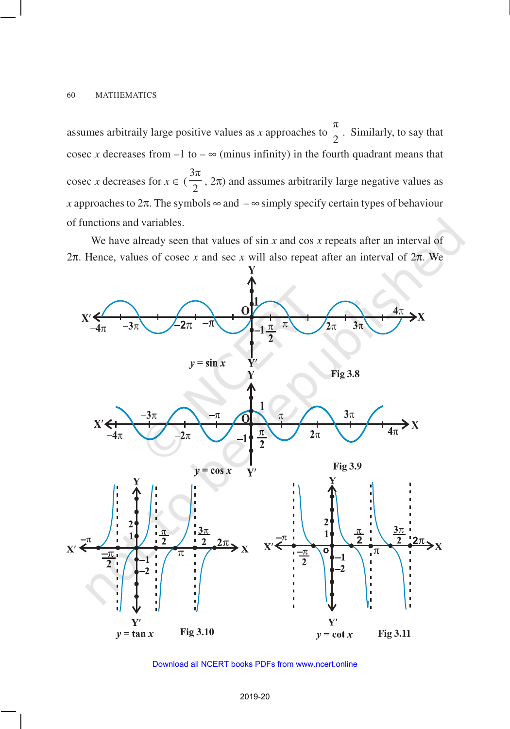assumes arbitraily large positive values as $x$ approaches to $\frac{\pi}{2}$. Similarly, to say that cosec $x$ decreases from $-1$ to $-\infty$ (minus infinity) in the fourth quadrant means that cosec $x$ decreases for $x \in (\frac{3\pi}{2}, 2\pi)$ and assumes arbitrarily large negative values as $x$ approaches to $2\pi$. The symbols $\infty$ and $-\infty$ simply specify certain types of behaviour of functions and variables.

We have already seen that values of sin $x$ and cos $x$ repeats after an interval of $2\pi$. Hence, values of cosec $x$ and sec $x$ will also repeat after an interval of $2\pi$. We

$y = \sin x$

Fig 3.8

$y = \cos x$

Fig 3.9

$y = \tan x$

Fig 3.10

$y = \cot x$

Fig 3.11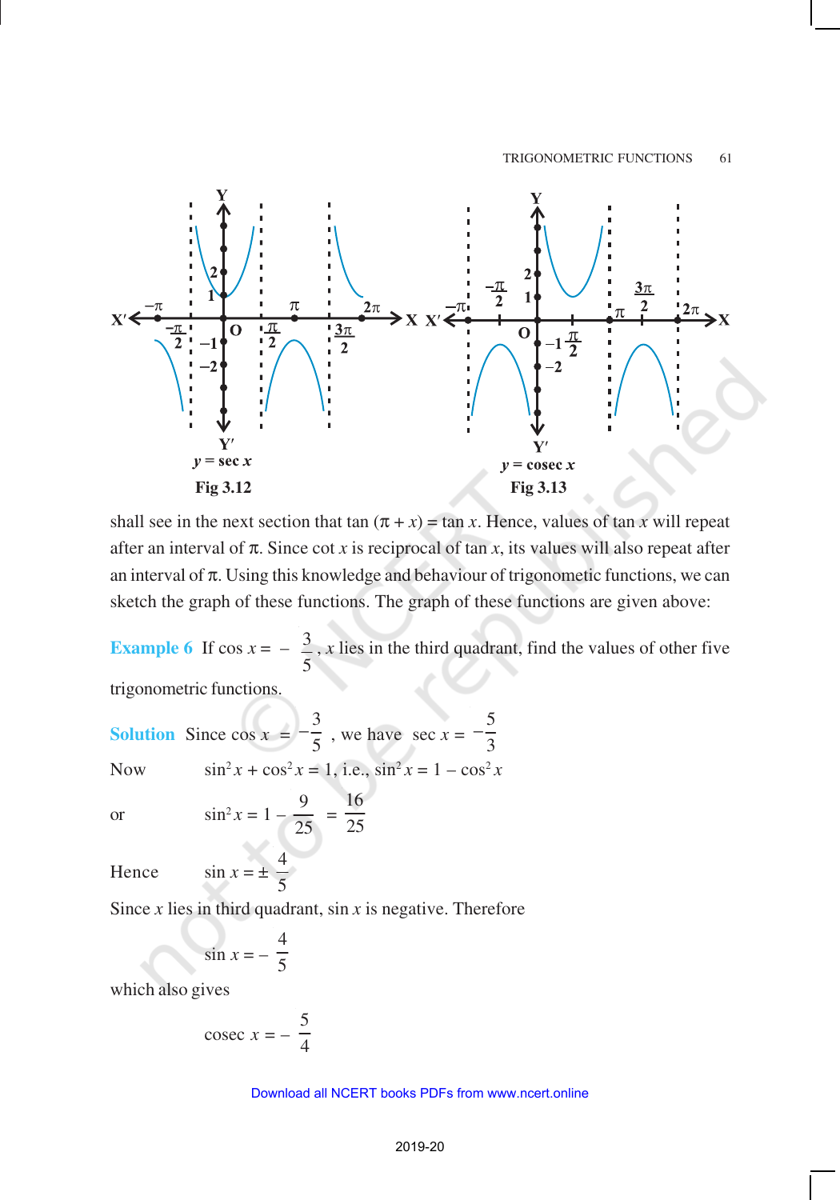$y = \sec x$

**Fig 3.12**

$y = \text{cosec } x$

**Fig 3.13**

shall see in the next section that $\tan(\pi + x) = \tan x$. Hence, values of $\tan x$ will repeat after an interval of $\pi$. Since $\cot x$ is reciprocal of $\tan x$, its values will also repeat after an interval of $\pi$. Using this knowledge and behaviour of trigonometric functions, we can sketch the graph of these functions. The graph of these functions are given above:

**Example 6** If $\cos x = -\frac{3}{5}$, $x$ lies in the third quadrant, find the values of other five trigonometric functions.

**Solution** Since $\cos x = -\frac{3}{5}$, we have $\sec x = -\frac{5}{3}$

Now $\quad \sin^2 x + \cos^2 x = 1$, i.e., $\sin^2 x = 1 - \cos^2 x$

or $\quad \sin^2 x = 1 - \frac{9}{25} = \frac{16}{25}$

Hence $\quad \sin x = \pm \frac{4}{5}$

Since $x$ lies in third quadrant, $\sin x$ is negative. Therefore

$$\sin x = -\frac{4}{5}$$

which also gives

$$\text{cosec } x = -\frac{5}{4}$$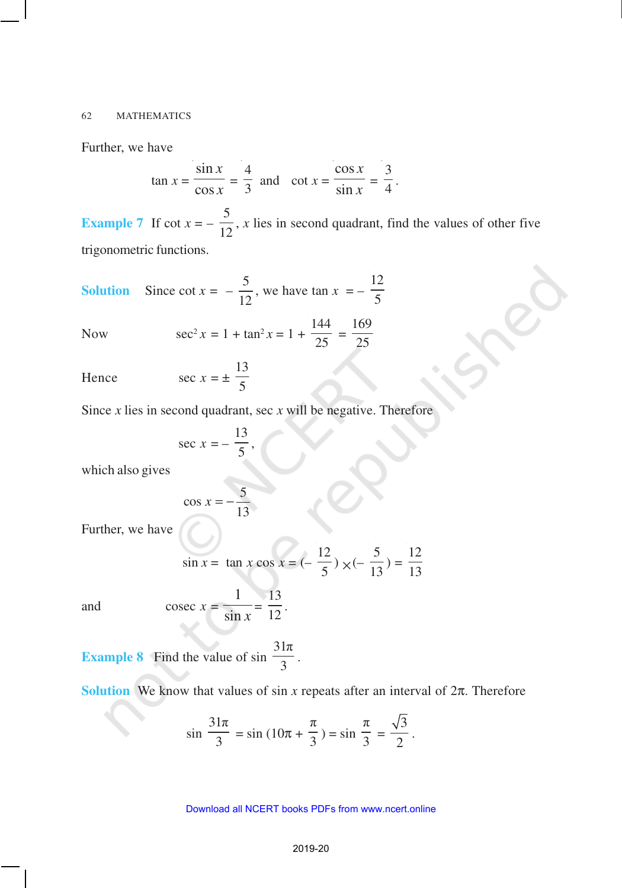Further, we have

$$\tan x = \frac{\sin x}{\cos x} = \frac{4}{3} \text{ and } \cot x = \frac{\cos x}{\sin x} = \frac{3}{4}.$$

**Example 7** If $\cot x = -\frac{5}{12}$, $x$ lies in second quadrant, find the values of other five trigonometric functions.

**Solution** Since $\cot x = -\frac{5}{12}$, we have $\tan x = -\frac{12}{5}$

Now $\qquad \sec^2 x = 1 + \tan^2 x = 1 + \frac{144}{25} = \frac{169}{25}$

Hence $\qquad \sec x = \pm \frac{13}{5}$

Since $x$ lies in second quadrant, $\sec x$ will be negative. Therefore

$$\sec x = -\frac{13}{5},$$

which also gives

$$\cos x = -\frac{5}{13}$$

Further, we have

$$\sin x = \tan x \cos x = \left(-\frac{12}{5}\right) \times \left(-\frac{5}{13}\right) = \frac{12}{13}$$

and $\qquad \operatorname{cosec} x = \frac{1}{\sin x} = \frac{13}{12}.$

**Example 8** Find the value of $\sin \frac{31\pi}{3}$.

**Solution** We know that values of $\sin x$ repeats after an interval of $2\pi$. Therefore

$$\sin \frac{31\pi}{3} = \sin \left(10\pi + \frac{\pi}{3}\right) = \sin \frac{\pi}{3} = \frac{\sqrt{3}}{2}.$$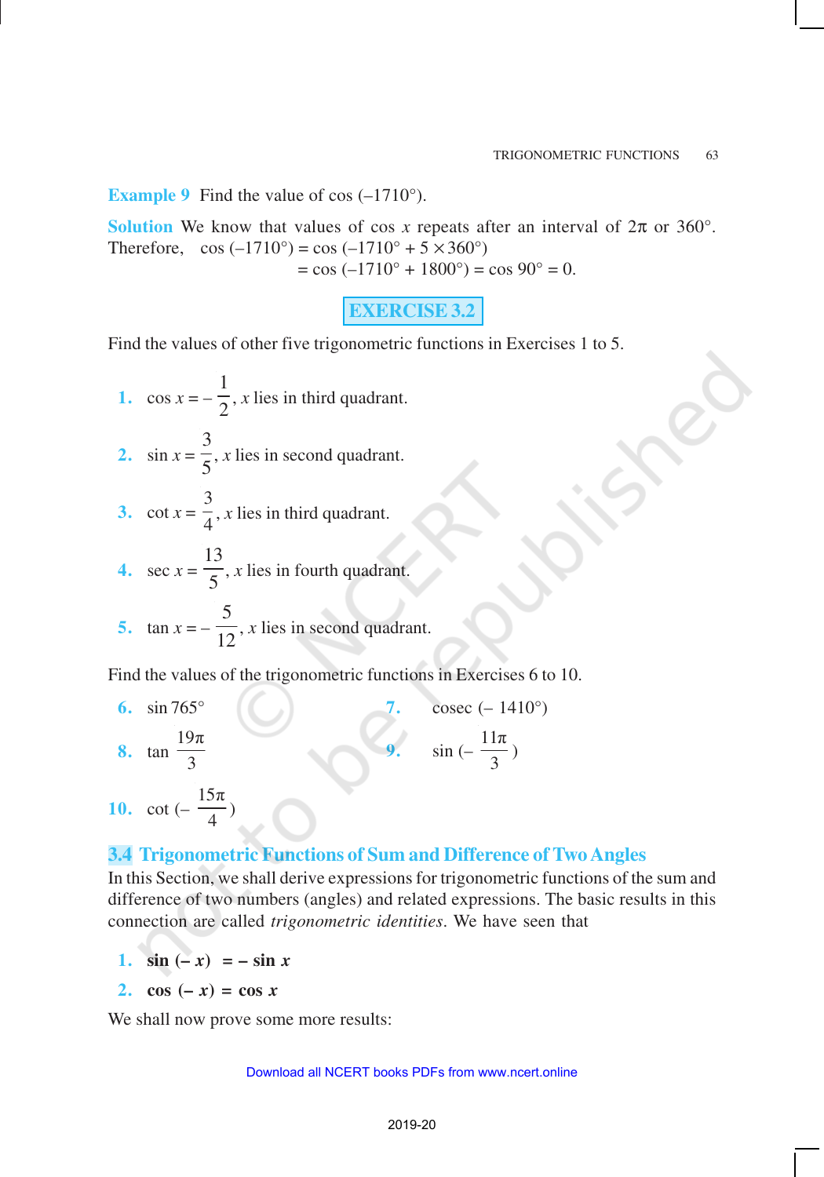**Example 9** Find the value of cos (–1710°).

**Solution** We know that values of cos $x$ repeats after an interval of $2\pi$ or 360°. Therefore, $\quad \cos(-1710°) = \cos(-1710° + 5 \times 360°)$

$$= \cos(-1710° + 1800°) = \cos 90° = 0.$$

## EXERCISE 3.2

Find the values of other five trigonometric functions in Exercises 1 to 5.

1. $\cos x = -\dfrac{1}{2}$, $x$ lies in third quadrant.

2. $\sin x = \dfrac{3}{5}$, $x$ lies in second quadrant.

3. $\cot x = \dfrac{3}{4}$, $x$ lies in third quadrant.

4. $\sec x = \dfrac{13}{5}$, $x$ lies in fourth quadrant.

5. $\tan x = -\dfrac{5}{12}$, $x$ lies in second quadrant.

Find the values of the trigonometric functions in Exercises 6 to 10.

6. sin 765°
7. cosec (– 1410°)
8. $\tan \dfrac{19\pi}{3}$
9. $\sin\left(-\dfrac{11\pi}{3}\right)$
10. $\cot\left(-\dfrac{15\pi}{4}\right)$

## 3.4 Trigonometric Functions of Sum and Difference of Two Angles

In this Section, we shall derive expressions for trigonometric functions of the sum and difference of two numbers (angles) and related expressions. The basic results in this connection are called *trigonometric identities*. We have seen that

1. **$\sin(-x) = -\sin x$**
2. **$\cos(-x) = \cos x$**

We shall now prove some more results: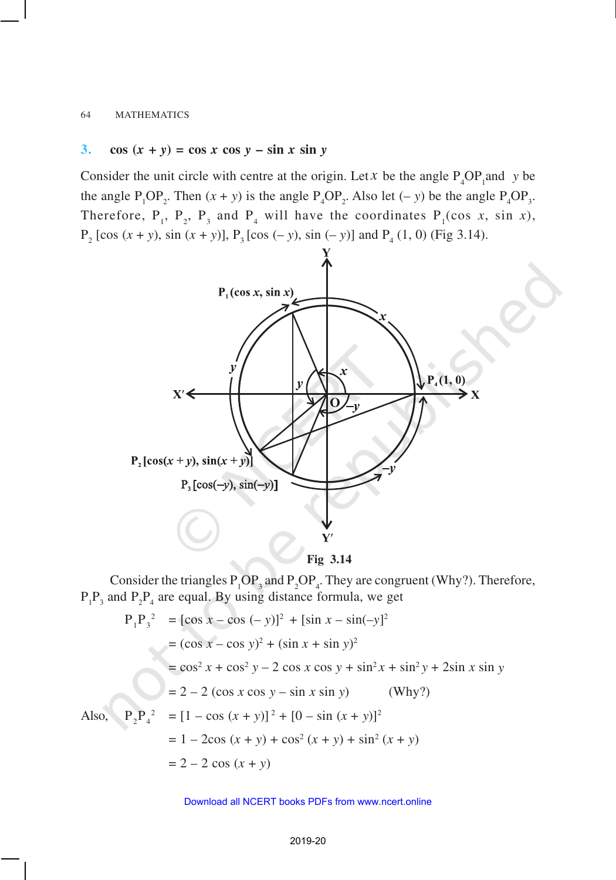### 3. $\cos(x + y) = \cos x \cos y - \sin x \sin y$

Consider the unit circle with centre at the origin. Let $x$ be the angle $P_4OP_1$ and $y$ be the angle $P_1OP_2$. Then $(x + y)$ is the angle $P_4OP_2$. Also let $(-y)$ be the angle $P_4OP_3$. Therefore, $P_1$, $P_2$, $P_3$ and $P_4$ will have the coordinates $P_1(\cos x, \sin x)$, $P_2[\cos(x + y), \sin(x + y)]$, $P_3[\cos(-y), \sin(-y)]$ and $P_4(1, 0)$ (Fig 3.14).

Fig 3.14

Consider the triangles $P_1OP_3$ and $P_2OP_4$. They are congruent (Why?). Therefore, $P_1P_3$ and $P_2P_4$ are equal. By using distance formula, we get

$$
\begin{aligned}
P_1P_3^2 &= [\cos x - \cos(-y)]^2 + [\sin x - \sin(-y)]^2 \\
&= (\cos x - \cos y)^2 + (\sin x + \sin y)^2 \\
&= \cos^2 x + \cos^2 y - 2\cos x \cos y + \sin^2 x + \sin^2 y + 2\sin x \sin y \\
&= 2 - 2(\cos x \cos y - \sin x \sin y) \qquad \text{(Why?)}
\end{aligned}
$$

Also,

$$
\begin{aligned}
P_2P_4^2 &= [1 - \cos(x + y)]^2 + [0 - \sin(x + y)]^2 \\
&= 1 - 2\cos(x + y) + \cos^2(x + y) + \sin^2(x + y) \\
&= 2 - 2\cos(x + y)
\end{aligned}
$$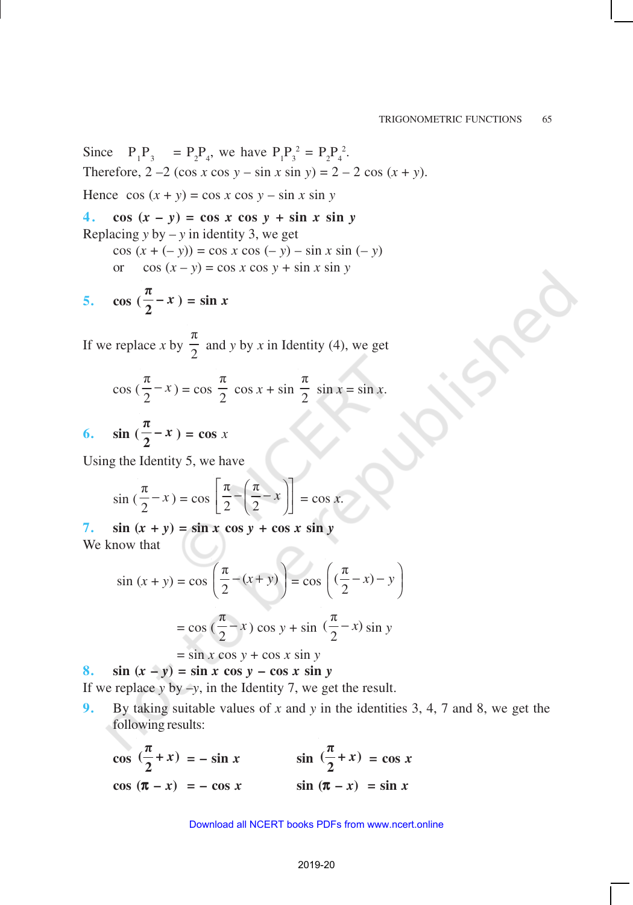Since $P_1P_3 = P_2P_4$, we have $P_1P_3^2 = P_2P_4^2$.

Therefore, $2 - 2(\cos x \cos y - \sin x \sin y) = 2 - 2\cos(x + y)$.

Hence $\cos(x + y) = \cos x \cos y - \sin x \sin y$

**4.** $\mathbf{\cos(x - y) = \cos x \cos y + \sin x \sin y}$

Replacing $y$ by $-y$ in identity 3, we get

$$\cos(x + (-y)) = \cos x \cos(-y) - \sin x \sin(-y)$$

or $\quad \cos(x - y) = \cos x \cos y + \sin x \sin y$

**5.** $\mathbf{\cos\left(\frac{\pi}{2} - x\right) = \sin x}$

If we replace $x$ by $\frac{\pi}{2}$ and $y$ by $x$ in Identity (4), we get

$$\cos\left(\frac{\pi}{2} - x\right) = \cos\frac{\pi}{2}\cos x + \sin\frac{\pi}{2}\sin x = \sin x.$$

**6.** $\mathbf{\sin\left(\frac{\pi}{2} - x\right) = \cos x}$

Using the Identity 5, we have

$$\sin\left(\frac{\pi}{2} - x\right) = \cos\left[\frac{\pi}{2} - \left(\frac{\pi}{2} - x\right)\right] = \cos x.$$

**7.** $\mathbf{\sin(x + y) = \sin x \cos y + \cos x \sin y}$

We know that

$$\sin(x + y) = \cos\left(\frac{\pi}{2} - (x + y)\right) = \cos\left(\left(\frac{\pi}{2} - x\right) - y\right)$$

$$= \cos\left(\frac{\pi}{2} - x\right)\cos y + \sin\left(\frac{\pi}{2} - x\right)\sin y$$

$$= \sin x \cos y + \cos x \sin y$$

**8.** $\mathbf{\sin(x - y) = \sin x \cos y - \cos x \sin y}$

If we replace $y$ by $-y$, in the Identity 7, we get the result.

**9.** By taking suitable values of $x$ and $y$ in the identities 3, 4, 7 and 8, we get the following results:

$$\cos\left(\frac{\pi}{2} + x\right) = -\sin x \qquad \sin\left(\frac{\pi}{2} + x\right) = \cos x$$

$$\cos(\pi - x) = -\cos x \qquad \sin(\pi - x) = \sin x$$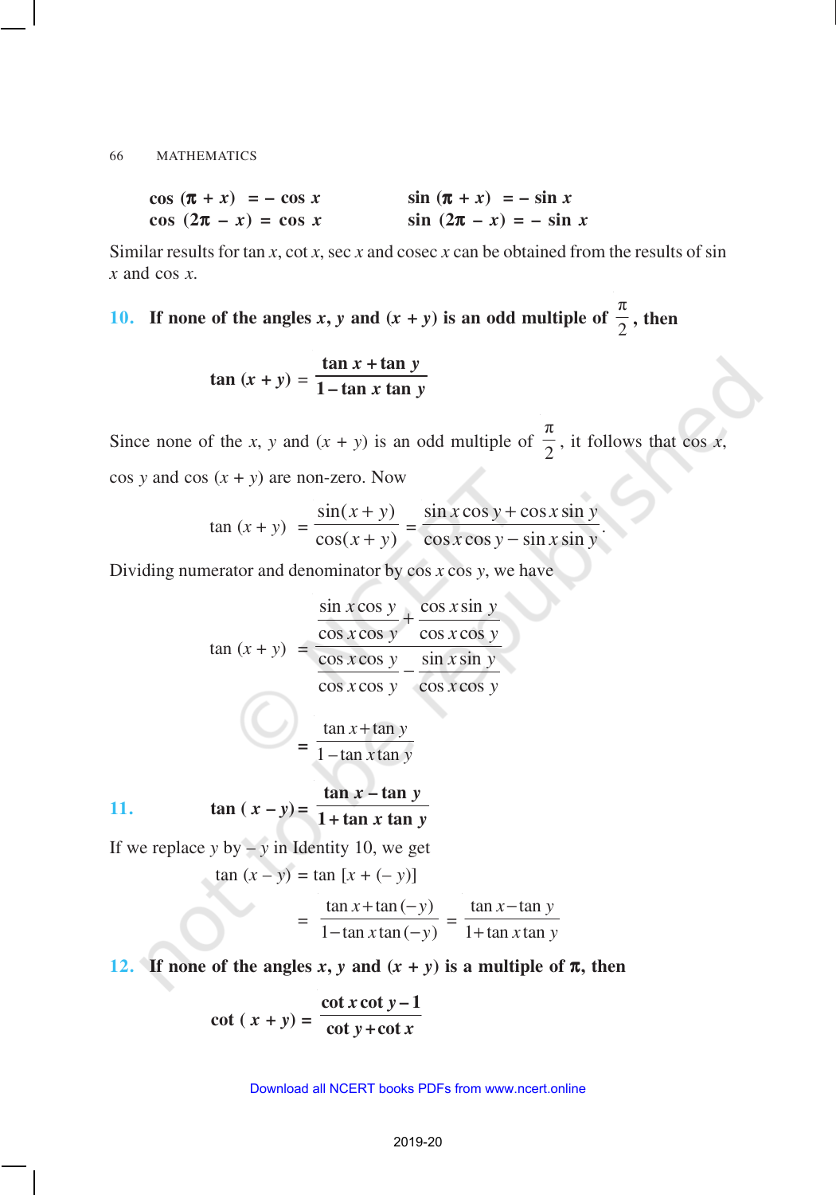$$\cos(\pi + x) = -\cos x \qquad \sin(\pi + x) = -\sin x$$
$$\cos(2\pi - x) = \cos x \qquad \sin(2\pi - x) = -\sin x$$

Similar results for tan $x$, cot $x$, sec $x$ and cosec $x$ can be obtained from the results of sin $x$ and cos $x$.

**10. If none of the angles $x$, $y$ and $(x + y)$ is an odd multiple of $\frac{\pi}{2}$, then**

$$\tan(x + y) = \frac{\tan x + \tan y}{1 - \tan x \tan y}$$

Since none of the $x$, $y$ and $(x + y)$ is an odd multiple of $\frac{\pi}{2}$, it follows that cos $x$, cos $y$ and cos $(x + y)$ are non-zero. Now

$$\tan(x + y) = \frac{\sin(x + y)}{\cos(x + y)} = \frac{\sin x \cos y + \cos x \sin y}{\cos x \cos y - \sin x \sin y}.$$

Dividing numerator and denominator by cos $x$ cos $y$, we have

$$\tan(x + y) = \frac{\dfrac{\sin x \cos y}{\cos x \cos y} + \dfrac{\cos x \sin y}{\cos x \cos y}}{\dfrac{\cos x \cos y}{\cos x \cos y} - \dfrac{\sin x \sin y}{\cos x \cos y}}$$

$$= \frac{\tan x + \tan y}{1 - \tan x \tan y}$$

**11.** $$\tan(x - y) = \frac{\tan x - \tan y}{1 + \tan x \tan y}$$

If we replace $y$ by $-y$ in Identity 10, we get

$$\tan(x - y) = \tan[x + (-y)]$$

$$= \frac{\tan x + \tan(-y)}{1 - \tan x \tan(-y)} = \frac{\tan x - \tan y}{1 + \tan x \tan y}$$

**12. If none of the angles $x$, $y$ and $(x + y)$ is a multiple of $\pi$, then**

$$\cot(x + y) = \frac{\cot x \cot y - 1}{\cot y + \cot x}$$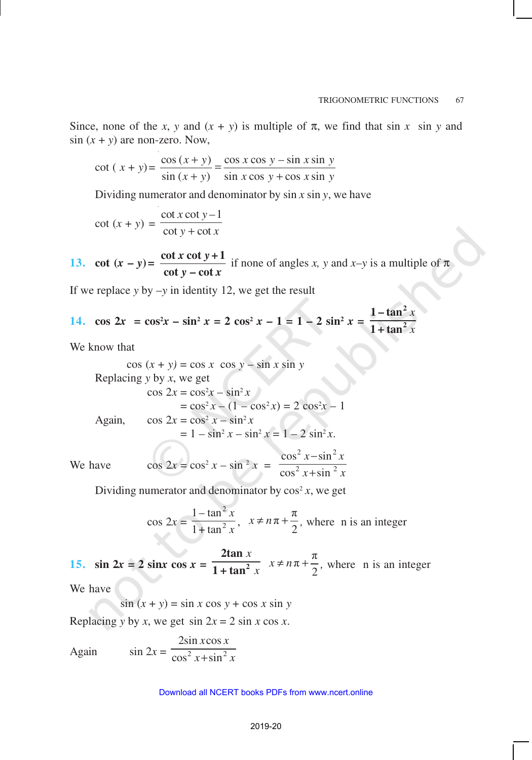Since, none of the $x$, $y$ and $(x + y)$ is multiple of $\pi$, we find that $\sin x$ $\sin y$ and $\sin(x + y)$ are non-zero. Now,

$$\cot(x + y) = \frac{\cos(x + y)}{\sin(x + y)} = \frac{\cos x \cos y - \sin x \sin y}{\sin x \cos y + \cos x \sin y}$$

Dividing numerator and denominator by $\sin x \sin y$, we have

$$\cot(x + y) = \frac{\cot x \cot y - 1}{\cot y + \cot x}$$

**13.** $\boldsymbol{\cot(x - y) = \dfrac{\cot x \cot y + 1}{\cot y - \cot x}}$ if none of angles $x$, $y$ and $x–y$ is a multiple of $\pi$

If we replace $y$ by $–y$ in identity 12, we get the result

**14.** $\boldsymbol{\cos 2x = \cos^2 x - \sin^2 x = 2\cos^2 x - 1 = 1 - 2\sin^2 x = \dfrac{1 - \tan^2 x}{1 + \tan^2 x}}$

We know that

$$\cos(x + y) = \cos x \cos y - \sin x \sin y$$

Replacing $y$ by $x$, we get

$$\cos 2x = \cos^2 x - \sin^2 x$$

$$= \cos^2 x - (1 - \cos^2 x) = 2\cos^2 x - 1$$

Again,
$$\cos 2x = \cos^2 x - \sin^2 x$$

$$= 1 - \sin^2 x - \sin^2 x = 1 - 2\sin^2 x.$$

We have
$$\cos 2x = \cos^2 x - \sin^2 x = \frac{\cos^2 x - \sin^2 x}{\cos^2 x + \sin^2 x}$$

Dividing numerator and denominator by $\cos^2 x$, we get

$$\cos 2x = \frac{1 - \tan^2 x}{1 + \tan^2 x}, \quad x \neq n\pi + \frac{\pi}{2}, \text{ where } n \text{ is an integer}$$

**15.** $\boldsymbol{\sin 2x = 2\sin x \cos x = \dfrac{2\tan x}{1 + \tan^2 x}}$ $\quad x \neq n\pi + \dfrac{\pi}{2}$, where $n$ is an integer

We have

$$\sin(x + y) = \sin x \cos y + \cos x \sin y$$

Replacing $y$ by $x$, we get $\sin 2x = 2\sin x \cos x$.

Again
$$\sin 2x = \frac{2\sin x \cos x}{\cos^2 x + \sin^2 x}$$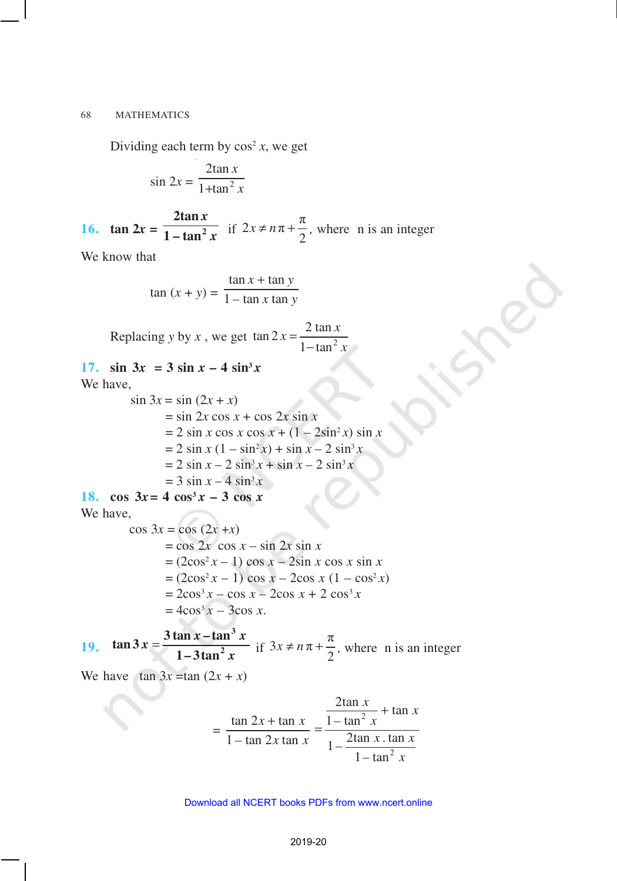Dividing each term by $\cos^2 x$, we get

$$\sin 2x = \frac{2\tan x}{1+\tan^2 x}$$

**16.** $\tan 2x = \dfrac{2\tan x}{1-\tan^2 x}$ if $2x \neq n\pi + \dfrac{\pi}{2}$, where n is an integer

We know that

$$\tan(x+y) = \frac{\tan x + \tan y}{1 - \tan x \tan y}$$

Replacing $y$ by $x$, we get $\tan 2x = \dfrac{2\tan x}{1-\tan^2 x}$

**17.** $\sin 3x = 3\sin x - 4\sin^3 x$

We have,

$$\begin{aligned}
\sin 3x &= \sin(2x + x) \\
&= \sin 2x \cos x + \cos 2x \sin x \\
&= 2\sin x \cos x \cos x + (1 - 2\sin^2 x)\sin x \\
&= 2\sin x(1 - \sin^2 x) + \sin x - 2\sin^3 x \\
&= 2\sin x - 2\sin^3 x + \sin x - 2\sin^3 x \\
&= 3\sin x - 4\sin^3 x
\end{aligned}$$

**18.** $\cos 3x = 4\cos^3 x - 3\cos x$

We have,

$$\begin{aligned}
\cos 3x &= \cos(2x + x) \\
&= \cos 2x \cos x - \sin 2x \sin x \\
&= (2\cos^2 x - 1)\cos x - 2\sin x \cos x \sin x \\
&= (2\cos^2 x - 1)\cos x - 2\cos x(1 - \cos^2 x) \\
&= 2\cos^3 x - \cos x - 2\cos x + 2\cos^3 x \\
&= 4\cos^3 x - 3\cos x.
\end{aligned}$$

**19.** $\tan 3x = \dfrac{3\tan x - \tan^3 x}{1 - 3\tan^2 x}$ if $3x \neq n\pi + \dfrac{\pi}{2}$, where n is an integer

We have $\tan 3x = \tan(2x + x)$

$$= \frac{\tan 2x + \tan x}{1 - \tan 2x \tan x} = \frac{\dfrac{2\tan x}{1-\tan^2 x} + \tan x}{1 - \dfrac{2\tan x \cdot \tan x}{1-\tan^2 x}}$$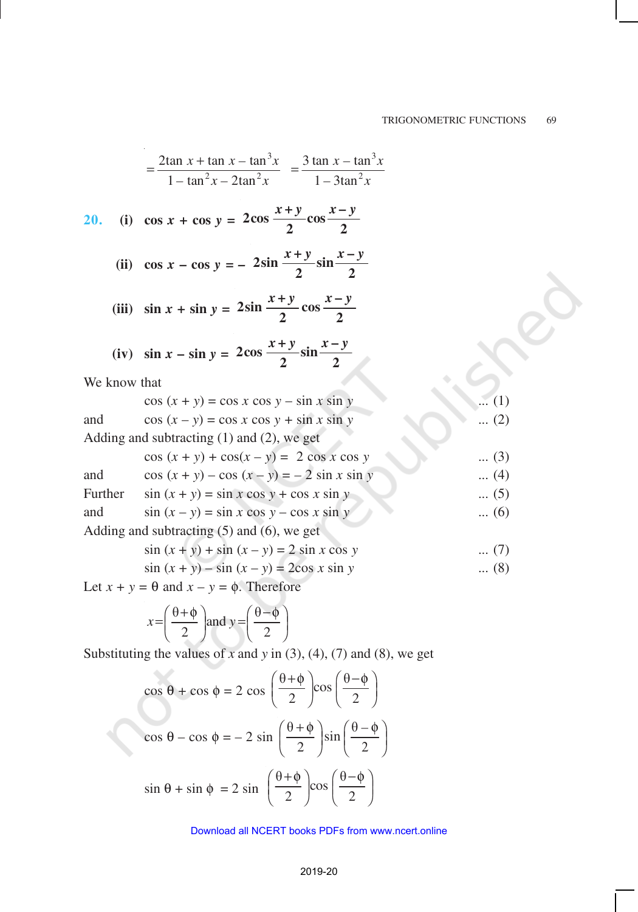$$= \frac{2\tan x + \tan x - \tan^3 x}{1 - \tan^2 x - 2\tan^2 x} = \frac{3\tan x - \tan^3 x}{1 - 3\tan^2 x}$$

**20.** (i) $\cos x + \cos y = 2\cos\frac{x+y}{2}\cos\frac{x-y}{2}$

(ii) $\cos x - \cos y = -2\sin\frac{x+y}{2}\sin\frac{x-y}{2}$

(iii) $\sin x + \sin y = 2\sin\frac{x+y}{2}\cos\frac{x-y}{2}$

(iv) $\sin x - \sin y = 2\cos\frac{x+y}{2}\sin\frac{x-y}{2}$

We know that

$$\cos(x + y) = \cos x \cos y - \sin x \sin y \quad \text{... (1)}$$

and $$\cos(x - y) = \cos x \cos y + \sin x \sin y \quad \text{... (2)}$$

Adding and subtracting (1) and (2), we get

$$\cos(x + y) + \cos(x - y) = 2\cos x \cos y \quad \text{... (3)}$$

and $$\cos(x + y) - \cos(x - y) = -2\sin x \sin y \quad \text{... (4)}$$

Further $$\sin(x + y) = \sin x \cos y + \cos x \sin y \quad \text{... (5)}$$

and $$\sin(x - y) = \sin x \cos y - \cos x \sin y \quad \text{... (6)}$$

Adding and subtracting (5) and (6), we get

$$\sin(x + y) + \sin(x - y) = 2\sin x \cos y \quad \text{... (7)}$$

$$\sin(x + y) - \sin(x - y) = 2\cos x \sin y \quad \text{... (8)}$$

Let $x + y = \theta$ and $x - y = \phi$. Therefore

$$x = \left(\frac{\theta+\phi}{2}\right) \text{ and } y = \left(\frac{\theta-\phi}{2}\right)$$

Substituting the values of $x$ and $y$ in (3), (4), (7) and (8), we get

$$\cos\theta + \cos\phi = 2\cos\left(\frac{\theta+\phi}{2}\right)\cos\left(\frac{\theta-\phi}{2}\right)$$

$$\cos\theta - \cos\phi = -2\sin\left(\frac{\theta+\phi}{2}\right)\sin\left(\frac{\theta-\phi}{2}\right)$$

$$\sin\theta + \sin\phi = 2\sin\left(\frac{\theta+\phi}{2}\right)\cos\left(\frac{\theta-\phi}{2}\right)$$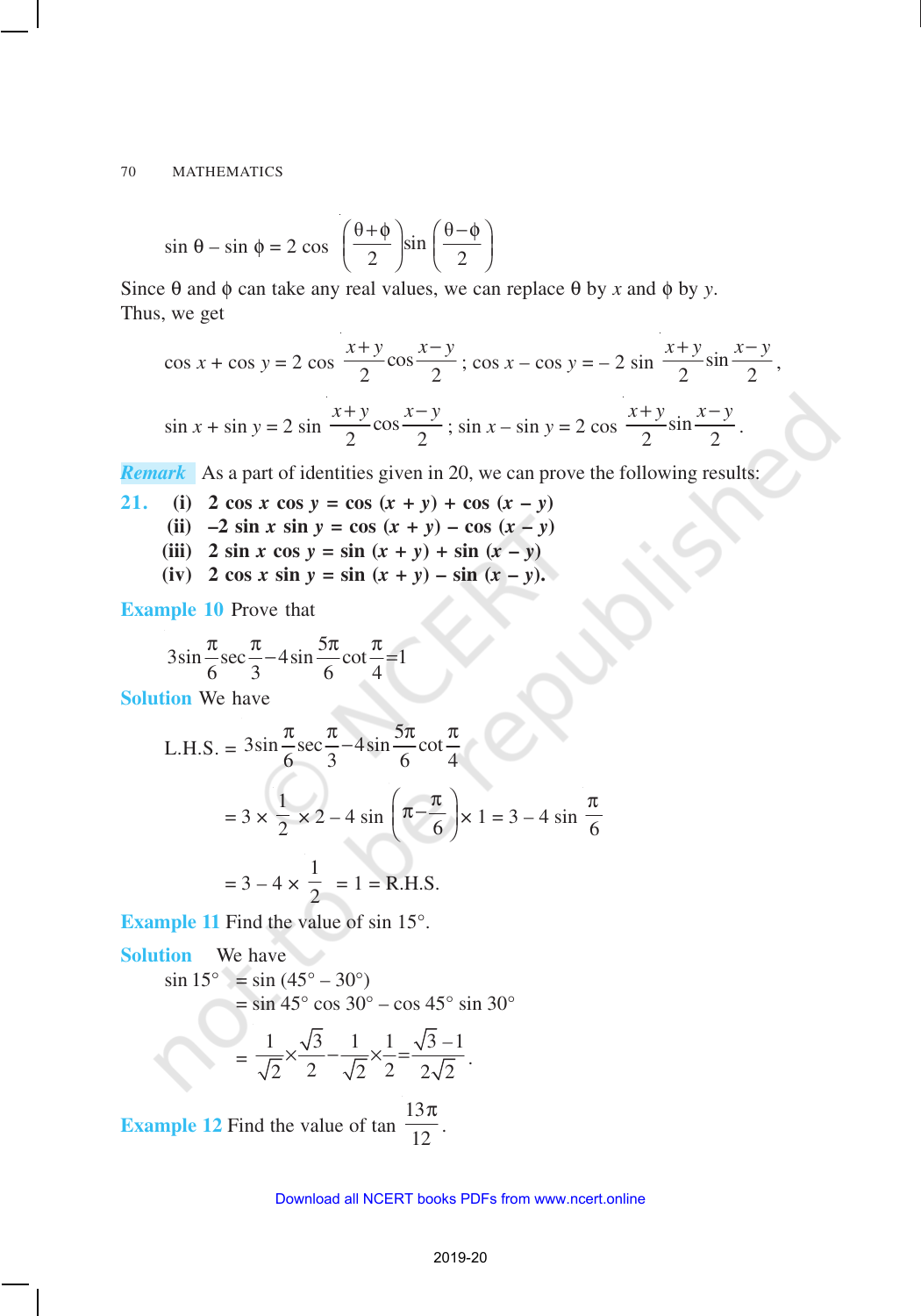$$\sin \theta - \sin \phi = 2 \cos \left(\frac{\theta+\phi}{2}\right) \sin \left(\frac{\theta-\phi}{2}\right)$$

Since θ and ϕ can take any real values, we can replace θ by $x$ and ϕ by $y$. Thus, we get

$$\cos x + \cos y = 2 \cos \frac{x+y}{2} \cos \frac{x-y}{2} \; ; \; \cos x - \cos y = -2 \sin \frac{x+y}{2} \sin \frac{x-y}{2},$$

$$\sin x + \sin y = 2 \sin \frac{x+y}{2} \cos \frac{x-y}{2} \; ; \; \sin x - \sin y = 2 \cos \frac{x+y}{2} \sin \frac{x-y}{2}.$$

***Remark*** As a part of identities given in 20, we can prove the following results:

**21.** **(i)** $2 \cos x \cos y = \cos (x + y) + \cos (x - y)$

**(ii)** $-2 \sin x \sin y = \cos (x + y) - \cos (x - y)$

**(iii)** $2 \sin x \cos y = \sin (x + y) + \sin (x - y)$

**(iv)** $2 \cos x \sin y = \sin (x + y) - \sin (x - y)$.

**Example 10** Prove that

$$3\sin\frac{\pi}{6}\sec\frac{\pi}{3} - 4\sin\frac{5\pi}{6}\cot\frac{\pi}{4} = 1$$

**Solution** We have

$$\text{L.H.S.} = 3\sin\frac{\pi}{6}\sec\frac{\pi}{3} - 4\sin\frac{5\pi}{6}\cot\frac{\pi}{4}$$

$$= 3 \times \frac{1}{2} \times 2 - 4 \sin\left(\pi - \frac{\pi}{6}\right) \times 1 = 3 - 4 \sin\frac{\pi}{6}$$

$$= 3 - 4 \times \frac{1}{2} = 1 = \text{R.H.S.}$$

**Example 11** Find the value of sin 15°.

**Solution** We have

$$\sin 15° = \sin (45° - 30°)$$

$$= \sin 45° \cos 30° - \cos 45° \sin 30°$$

$$= \frac{1}{\sqrt{2}} \times \frac{\sqrt{3}}{2} - \frac{1}{\sqrt{2}} \times \frac{1}{2} = \frac{\sqrt{3}-1}{2\sqrt{2}}.$$

**Example 12** Find the value of $\tan \frac{13\pi}{12}$.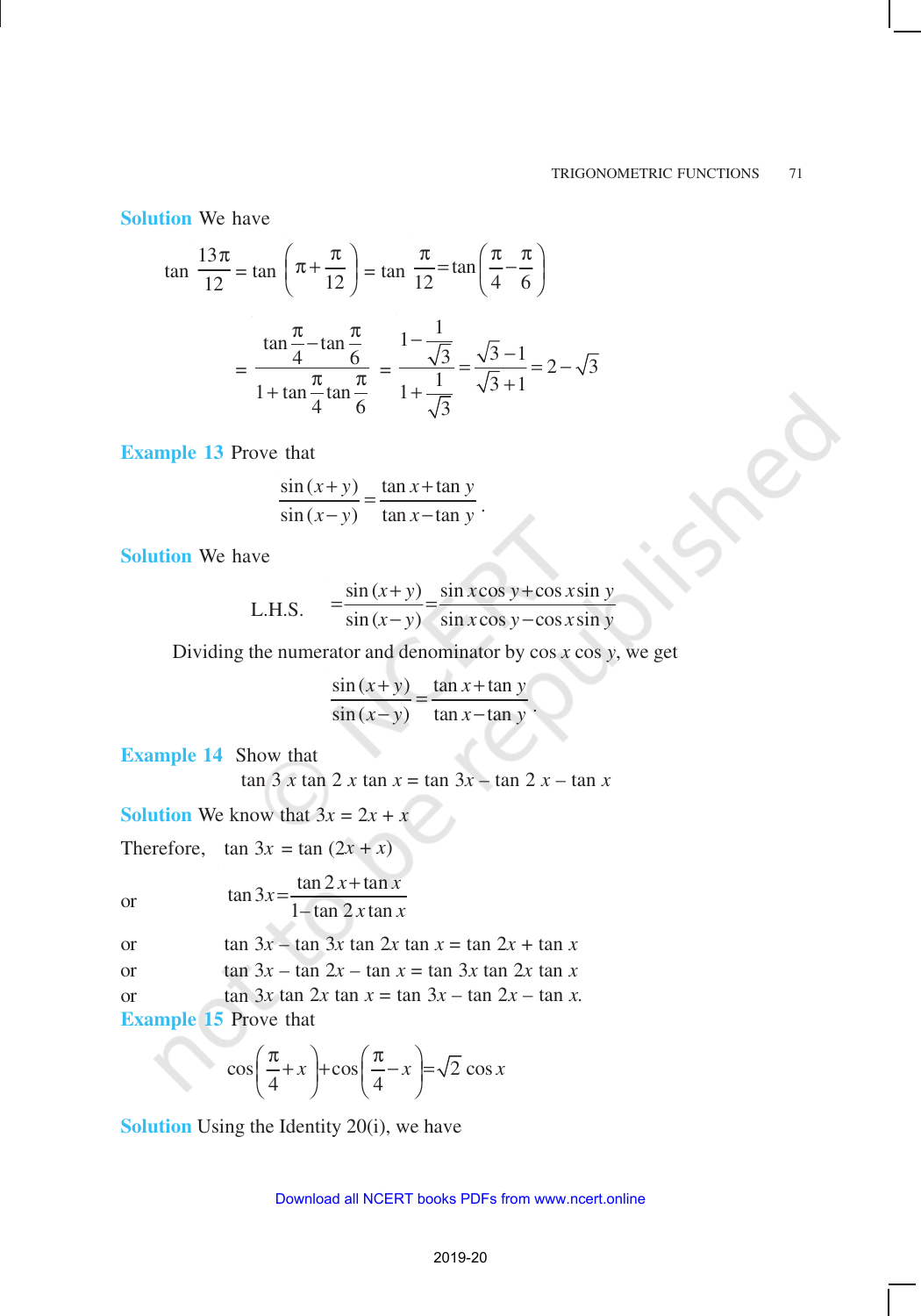**Solution** We have

$$\tan\frac{13\pi}{12} = \tan\left(\pi+\frac{\pi}{12}\right) = \tan\frac{\pi}{12} = \tan\left(\frac{\pi}{4}-\frac{\pi}{6}\right)$$

$$= \frac{\tan\frac{\pi}{4}-\tan\frac{\pi}{6}}{1+\tan\frac{\pi}{4}\tan\frac{\pi}{6}} = \frac{1-\frac{1}{\sqrt{3}}}{1+\frac{1}{\sqrt{3}}} = \frac{\sqrt{3}-1}{\sqrt{3}+1} = 2-\sqrt{3}$$

**Example 13** Prove that

$$\frac{\sin(x+y)}{\sin(x-y)} = \frac{\tan x+\tan y}{\tan x-\tan y}.$$

**Solution** We have

$$\text{L.H.S.} \quad = \frac{\sin(x+y)}{\sin(x-y)} = \frac{\sin x\cos y+\cos x\sin y}{\sin x\cos y-\cos x\sin y}$$

Dividing the numerator and denominator by $\cos x \cos y$, we get

$$\frac{\sin(x+y)}{\sin(x-y)} = \frac{\tan x+\tan y}{\tan x-\tan y}.$$

**Example 14** Show that

$$\tan 3x \tan 2x \tan x = \tan 3x - \tan 2x - \tan x$$

**Solution** We know that $3x = 2x + x$

Therefore, $\quad \tan 3x = \tan(2x + x)$

or $$\tan 3x = \frac{\tan 2x+\tan x}{1-\tan 2x\tan x}$$

or $\quad \tan 3x - \tan 3x \tan 2x \tan x = \tan 2x + \tan x$

or $\quad \tan 3x - \tan 2x - \tan x = \tan 3x \tan 2x \tan x$

or $\quad \tan 3x \tan 2x \tan x = \tan 3x - \tan 2x - \tan x.$

**Example 15** Prove that

$$\cos\left(\frac{\pi}{4}+x\right)+\cos\left(\frac{\pi}{4}-x\right)=\sqrt{2}\cos x$$

**Solution** Using the Identity 20(i), we have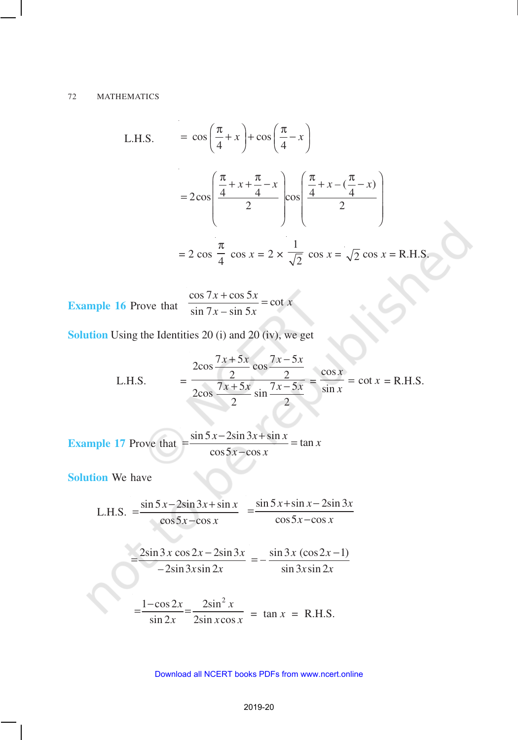$$\text{L.H.S.} = \cos\left(\frac{\pi}{4}+x\right)+\cos\left(\frac{\pi}{4}-x\right)$$

$$= 2\cos\left(\frac{\frac{\pi}{4}+x+\frac{\pi}{4}-x}{2}\right)\cos\left(\frac{\frac{\pi}{4}+x-(\frac{\pi}{4}-x)}{2}\right)$$

$$= 2\cos\frac{\pi}{4}\cos x = 2\times\frac{1}{\sqrt{2}}\cos x = \sqrt{2}\cos x = \text{R.H.S.}$$

**Example 16** Prove that $\dfrac{\cos 7x + \cos 5x}{\sin 7x - \sin 5x} = \cot x$

**Solution** Using the Identities 20 (i) and 20 (iv), we get

$$\text{L.H.S.} = \frac{2\cos\dfrac{7x+5x}{2}\cos\dfrac{7x-5x}{2}}{2\cos\dfrac{7x+5x}{2}\sin\dfrac{7x-5x}{2}} = \frac{\cos x}{\sin x} = \cot x = \text{R.H.S.}$$

**Example 17** Prove that $\dfrac{\sin 5x - 2\sin 3x + \sin x}{\cos 5x - \cos x} = \tan x$

**Solution** We have

$$\text{L.H.S.} = \frac{\sin 5x - 2\sin 3x + \sin x}{\cos 5x - \cos x} = \frac{\sin 5x + \sin x - 2\sin 3x}{\cos 5x - \cos x}$$

$$= \frac{2\sin 3x\cos 2x - 2\sin 3x}{-2\sin 3x \sin 2x} = -\frac{\sin 3x\,(\cos 2x - 1)}{\sin 3x \sin 2x}$$

$$= \frac{1-\cos 2x}{\sin 2x} = \frac{2\sin^2 x}{2\sin x\cos x} = \tan x = \text{R.H.S.}$$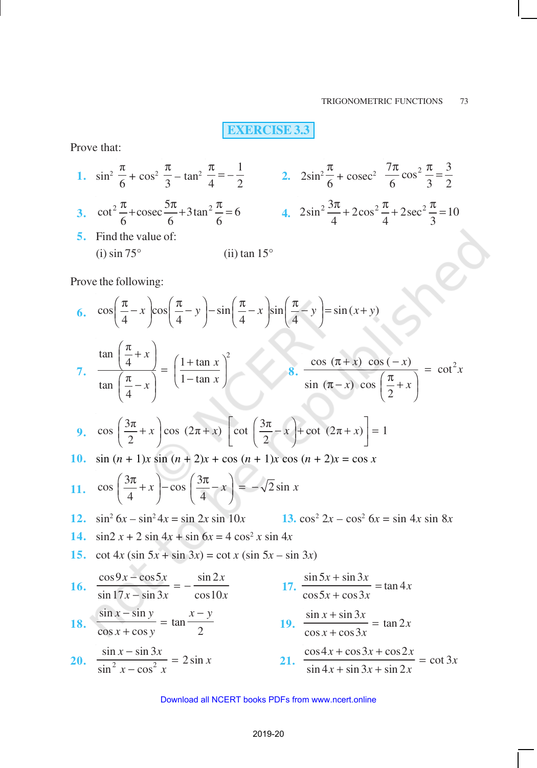## EXERCISE 3.3

Prove that:

**1.** $\sin^2 \frac{\pi}{6} + \cos^2 \frac{\pi}{3} - \tan^2 \frac{\pi}{4} = -\frac{1}{2}$

**2.** $2\sin^2 \frac{\pi}{6} + \text{cosec}^2 \frac{7\pi}{6} \cos^2 \frac{\pi}{3} = \frac{3}{2}$

**3.** $\cot^2 \frac{\pi}{6} + \text{cosec} \frac{5\pi}{6} + 3\tan^2 \frac{\pi}{6} = 6$

**4.** $2\sin^2 \frac{3\pi}{4} + 2\cos^2 \frac{\pi}{4} + 2\sec^2 \frac{\pi}{3} = 10$

**5.** Find the value of:

(i) $\sin 75°$ (ii) $\tan 15°$

Prove the following:

**6.** $\cos\left(\frac{\pi}{4} - x\right)\cos\left(\frac{\pi}{4} - y\right) - \sin\left(\frac{\pi}{4} - x\right)\sin\left(\frac{\pi}{4} - y\right) = \sin(x + y)$

**7.** $\dfrac{\tan\left(\frac{\pi}{4} + x\right)}{\tan\left(\frac{\pi}{4} - x\right)} = \left(\dfrac{1 + \tan x}{1 - \tan x}\right)^2$

**8.** $\dfrac{\cos(\pi + x)\cos(-x)}{\sin(\pi - x)\cos\left(\frac{\pi}{2} + x\right)} = \cot^2 x$

**9.** $\cos\left(\frac{3\pi}{2} + x\right)\cos(2\pi + x)\left[\cot\left(\frac{3\pi}{2} - x\right) + \cot(2\pi + x)\right] = 1$

**10.** $\sin(n + 1)x \sin(n + 2)x + \cos(n + 1)x \cos(n + 2)x = \cos x$

**11.** $\cos\left(\frac{3\pi}{4} + x\right) - \cos\left(\frac{3\pi}{4} - x\right) = -\sqrt{2}\sin x$

**12.** $\sin^2 6x - \sin^2 4x = \sin 2x \sin 10x$

**13.** $\cos^2 2x - \cos^2 6x = \sin 4x \sin 8x$

**14.** $\sin 2x + 2\sin 4x + \sin 6x = 4\cos^2 x \sin 4x$

**15.** $\cot 4x (\sin 5x + \sin 3x) = \cot x (\sin 5x - \sin 3x)$

**16.** $\dfrac{\cos 9x - \cos 5x}{\sin 17x - \sin 3x} = -\dfrac{\sin 2x}{\cos 10x}$

**17.** $\dfrac{\sin 5x + \sin 3x}{\cos 5x + \cos 3x} = \tan 4x$

**18.** $\dfrac{\sin x - \sin y}{\cos x + \cos y} = \tan\dfrac{x - y}{2}$

**19.** $\dfrac{\sin x + \sin 3x}{\cos x + \cos 3x} = \tan 2x$

**20.** $\dfrac{\sin x - \sin 3x}{\sin^2 x - \cos^2 x} = 2\sin x$

**21.** $\dfrac{\cos 4x + \cos 3x + \cos 2x}{\sin 4x + \sin 3x + \sin 2x} = \cot 3x$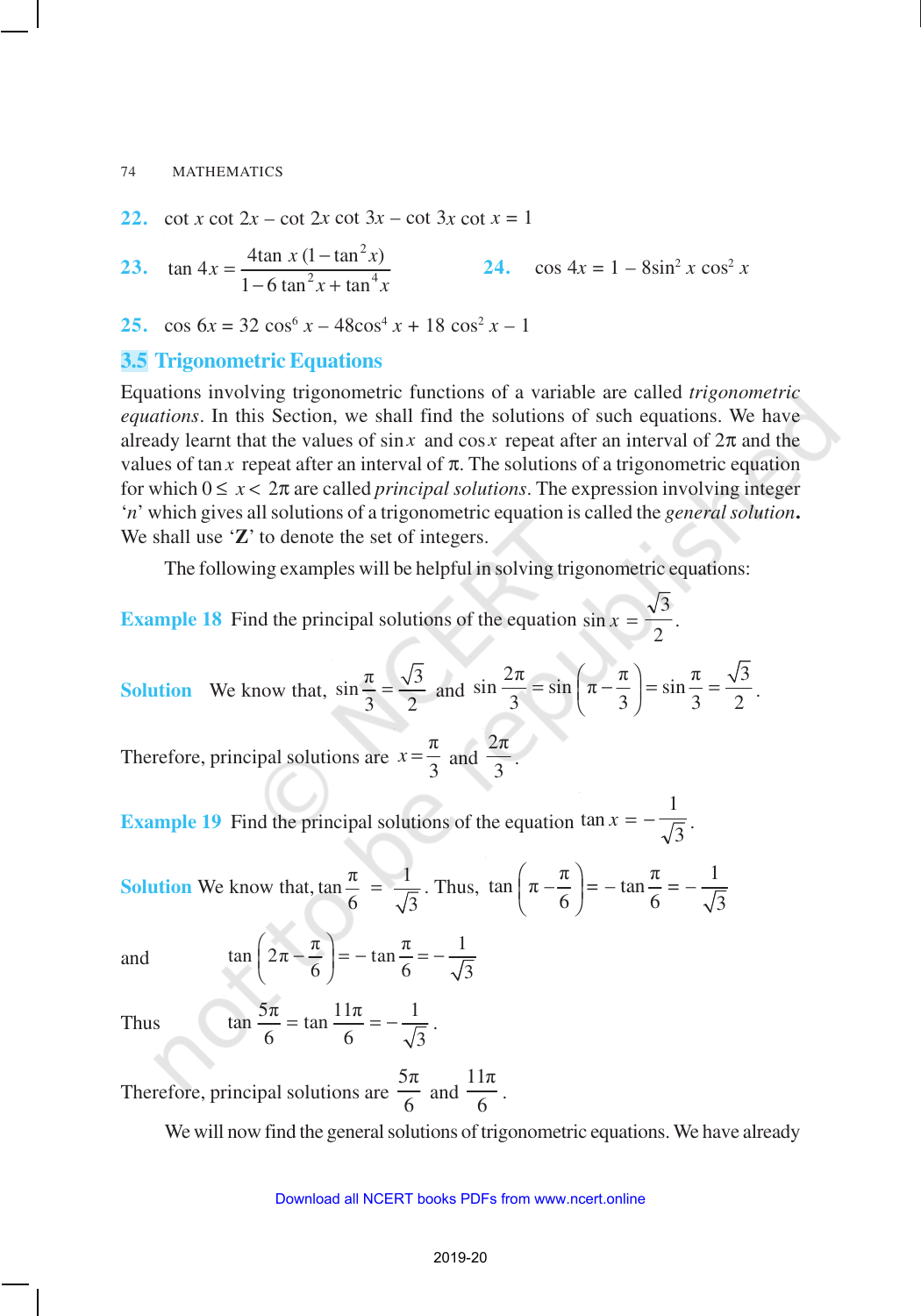**22.** $\cot x \cot 2x - \cot 2x \cot 3x - \cot 3x \cot x = 1$

**23.** $\tan 4x = \dfrac{4\tan x\,(1-\tan^2 x)}{1-6\tan^2 x+\tan^4 x}$

**24.** $\cos 4x = 1 - 8\sin^2 x \cos^2 x$

**25.** $\cos 6x = 32\cos^6 x - 48\cos^4 x + 18\cos^2 x - 1$

## 3.5 Trigonometric Equations

Equations involving trigonometric functions of a variable are called *trigonometric equations*. In this Section, we shall find the solutions of such equations. We have already learnt that the values of $\sin x$ and $\cos x$ repeat after an interval of $2\pi$ and the values of $\tan x$ repeat after an interval of $\pi$. The solutions of a trigonometric equation for which $0 \le x < 2\pi$ are called *principal solutions*. The expression involving integer '$n$' which gives all solutions of a trigonometric equation is called the *general solution*. We shall use '**Z**' to denote the set of integers.

The following examples will be helpful in solving trigonometric equations:

**Example 18** Find the principal solutions of the equation $\sin x = \dfrac{\sqrt{3}}{2}$.

**Solution** We know that, $\sin\dfrac{\pi}{3} = \dfrac{\sqrt{3}}{2}$ and $\sin\dfrac{2\pi}{3} = \sin\left(\pi - \dfrac{\pi}{3}\right) = \sin\dfrac{\pi}{3} = \dfrac{\sqrt{3}}{2}$.

Therefore, principal solutions are $x = \dfrac{\pi}{3}$ and $\dfrac{2\pi}{3}$.

**Example 19** Find the principal solutions of the equation $\tan x = -\dfrac{1}{\sqrt{3}}$.

**Solution** We know that, $\tan\dfrac{\pi}{6} = \dfrac{1}{\sqrt{3}}$. Thus, $\tan\left(\pi - \dfrac{\pi}{6}\right) = -\tan\dfrac{\pi}{6} = -\dfrac{1}{\sqrt{3}}$

and $\tan\left(2\pi - \dfrac{\pi}{6}\right) = -\tan\dfrac{\pi}{6} = -\dfrac{1}{\sqrt{3}}$

Thus $\tan\dfrac{5\pi}{6} = \tan\dfrac{11\pi}{6} = -\dfrac{1}{\sqrt{3}}$.

Therefore, principal solutions are $\dfrac{5\pi}{6}$ and $\dfrac{11\pi}{6}$.

We will now find the general solutions of trigonometric equations. We have already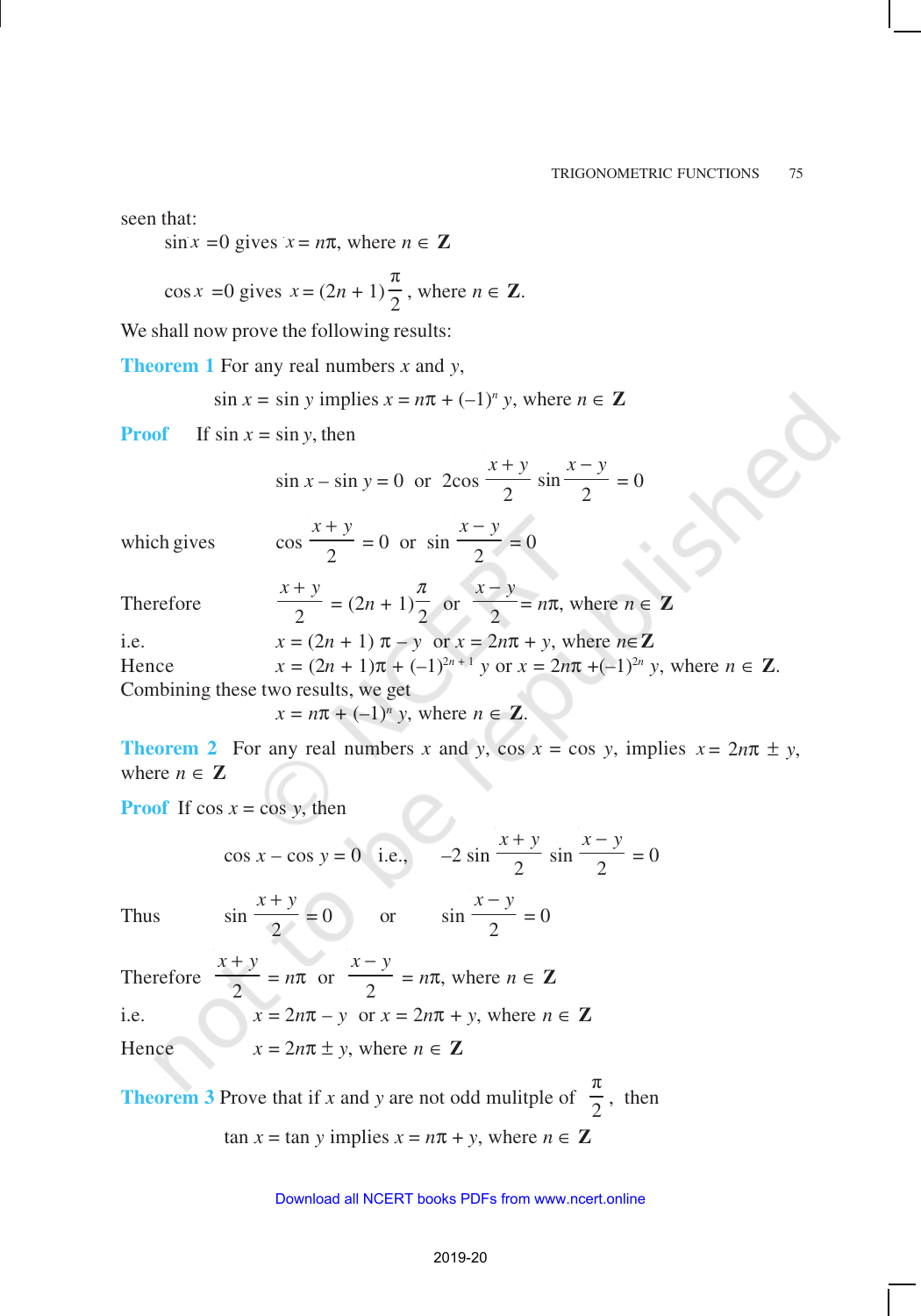seen that:

$\sin x = 0$ gives $x = n\pi$, where $n \in \mathbf{Z}$

$\cos x = 0$ gives $x = (2n + 1)\frac{\pi}{2}$, where $n \in \mathbf{Z}$.

We shall now prove the following results:

**Theorem 1** For any real numbers $x$ and $y$,

$$\sin x = \sin y \text{ implies } x = n\pi + (-1)^n y, \text{ where } n \in \mathbf{Z}$$

**Proof** If $\sin x = \sin y$, then

$$\sin x - \sin y = 0 \text{ or } 2\cos\frac{x+y}{2}\sin\frac{x-y}{2} = 0$$

which gives $\cos\frac{x+y}{2} = 0$ or $\sin\frac{x-y}{2} = 0$

Therefore $\frac{x+y}{2} = (2n+1)\frac{\pi}{2}$ or $\frac{x-y}{2} = n\pi$, where $n \in \mathbf{Z}$

i.e. $x = (2n + 1)\pi - y$ or $x = 2n\pi + y$, where $n \in \mathbf{Z}$

Hence $x = (2n + 1)\pi + (-1)^{2n+1} y$ or $x = 2n\pi + (-1)^{2n} y$, where $n \in \mathbf{Z}$.

Combining these two results, we get

$$x = n\pi + (-1)^n y, \text{ where } n \in \mathbf{Z}.$$

**Theorem 2** For any real numbers $x$ and $y$, $\cos x = \cos y$, implies $x = 2n\pi \pm y$, where $n \in \mathbf{Z}$

**Proof** If $\cos x = \cos y$, then

$$\cos x - \cos y = 0 \text{ i.e., } -2\sin\frac{x+y}{2}\sin\frac{x-y}{2} = 0$$

Thus $\sin\frac{x+y}{2} = 0$ or $\sin\frac{x-y}{2} = 0$

Therefore $\frac{x+y}{2} = n\pi$ or $\frac{x-y}{2} = n\pi$, where $n \in \mathbf{Z}$

i.e. $x = 2n\pi - y$ or $x = 2n\pi + y$, where $n \in \mathbf{Z}$

Hence $x = 2n\pi \pm y$, where $n \in \mathbf{Z}$

**Theorem 3** Prove that if $x$ and $y$ are not odd mulitple of $\frac{\pi}{2}$, then

$$\tan x = \tan y \text{ implies } x = n\pi + y, \text{ where } n \in \mathbf{Z}$$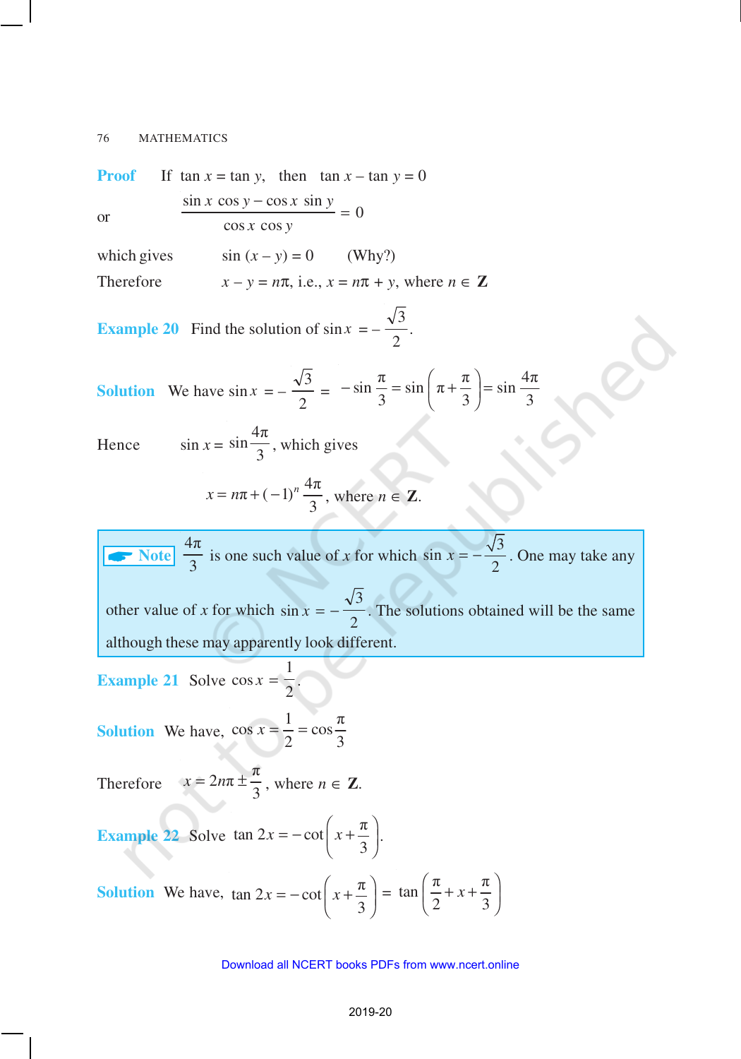**Proof** If $\tan x = \tan y$, then $\tan x - \tan y = 0$

or $$\frac{\sin x \cos y - \cos x \sin y}{\cos x \cos y} = 0$$

which gives $\sin(x - y) = 0$ (Why?)

Therefore $x - y = n\pi$, i.e., $x = n\pi + y$, where $n \in \mathbf{Z}$

**Example 20** Find the solution of $\sin x = -\frac{\sqrt{3}}{2}$.

**Solution** We have $\sin x = -\frac{\sqrt{3}}{2} = -\sin\frac{\pi}{3} = \sin\left(\pi + \frac{\pi}{3}\right) = \sin\frac{4\pi}{3}$

Hence $\sin x = \sin\frac{4\pi}{3}$, which gives

$$x = n\pi + (-1)^n \frac{4\pi}{3}, \text{ where } n \in \mathbf{Z}.$$

> **Note** $\frac{4\pi}{3}$ is one such value of $x$ for which $\sin x = -\frac{\sqrt{3}}{2}$. One may take any other value of $x$ for which $\sin x = -\frac{\sqrt{3}}{2}$. The solutions obtained will be the same although these may apparently look different.

**Example 21** Solve $\cos x = \frac{1}{2}$.

**Solution** We have, $\cos x = \frac{1}{2} = \cos\frac{\pi}{3}$

Therefore $x = 2n\pi \pm \frac{\pi}{3}$, where $n \in \mathbf{Z}$.

**Example 22** Solve $\tan 2x = -\cot\left(x + \frac{\pi}{3}\right)$.

**Solution** We have, $\tan 2x = -\cot\left(x + \frac{\pi}{3}\right) = \tan\left(\frac{\pi}{2} + x + \frac{\pi}{3}\right)$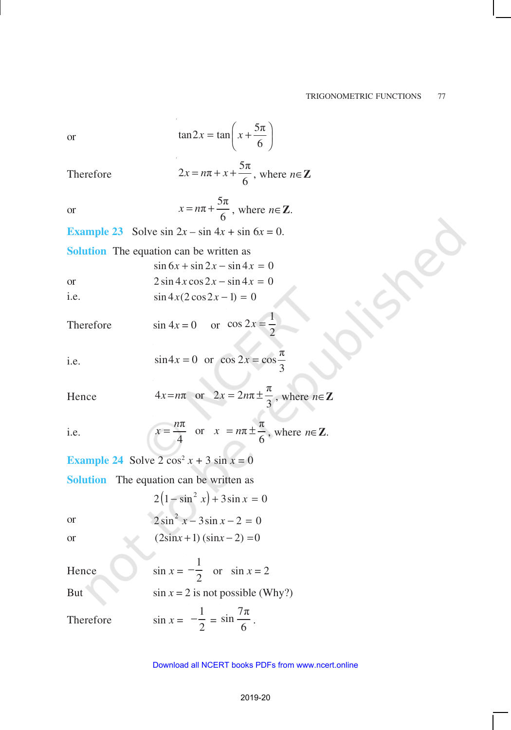or $$\tan 2x = \tan\left(x + \frac{5\pi}{6}\right)$$

Therefore $$2x = n\pi + x + \frac{5\pi}{6}, \text{ where } n \in \mathbf{Z}$$

or $$x = n\pi + \frac{5\pi}{6}, \text{ where } n \in \mathbf{Z}.$$

**Example 23** Solve $\sin 2x - \sin 4x + \sin 6x = 0$.

**Solution** The equation can be written as

$$\sin 6x + \sin 2x - \sin 4x = 0$$

or $$2\sin 4x \cos 2x - \sin 4x = 0$$

i.e. $$\sin 4x(2\cos 2x - 1) = 0$$

Therefore $$\sin 4x = 0 \quad \text{or} \quad \cos 2x = \frac{1}{2}$$

i.e. $$\sin 4x = 0 \quad \text{or} \quad \cos 2x = \cos\frac{\pi}{3}$$

Hence $$4x = n\pi \quad \text{or} \quad 2x = 2n\pi \pm \frac{\pi}{3}, \text{ where } n \in \mathbf{Z}$$

i.e. $$x = \frac{n\pi}{4} \quad \text{or} \quad x = n\pi \pm \frac{\pi}{6}, \text{ where } n \in \mathbf{Z}.$$

**Example 24** Solve $2\cos^2 x + 3\sin x = 0$

**Solution** The equation can be written as

$$2\left(1 - \sin^2 x\right) + 3\sin x = 0$$

or $$2\sin^2 x - 3\sin x - 2 = 0$$

or $$(2\sin x + 1)(\sin x - 2) = 0$$

Hence $$\sin x = -\frac{1}{2} \quad \text{or} \quad \sin x = 2$$

But $\sin x = 2$ is not possible (Why?)

Therefore $$\sin x = -\frac{1}{2} = \sin\frac{7\pi}{6}.$$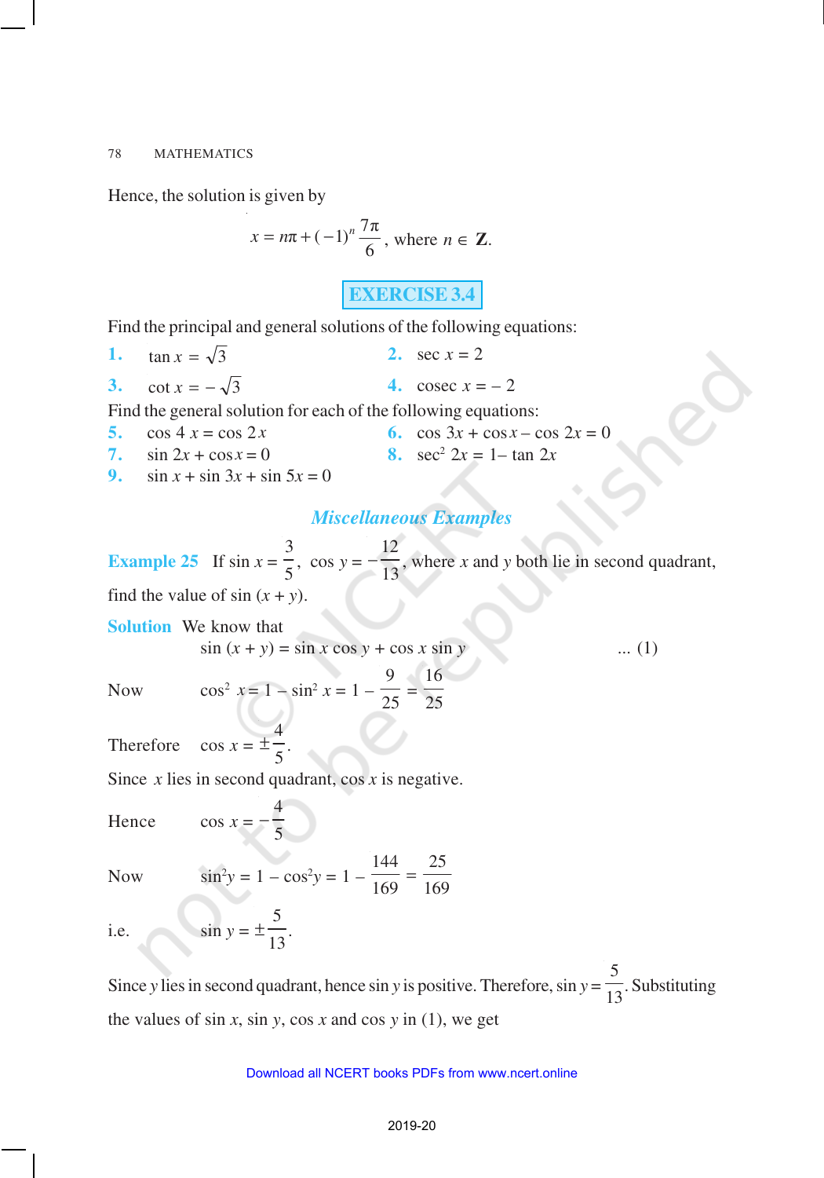Hence, the solution is given by

$$x = n\pi + (-1)^n \frac{7\pi}{6}, \text{ where } n \in \mathbf{Z}.$$

## EXERCISE 3.4

Find the principal and general solutions of the following equations:

**1.** $\tan x = \sqrt{3}$

**2.** $\sec x = 2$

**3.** $\cot x = -\sqrt{3}$

**4.** $\text{cosec } x = -2$

Find the general solution for each of the following equations:

**5.** $\cos 4x = \cos 2x$

**6.** $\cos 3x + \cos x - \cos 2x = 0$

**7.** $\sin 2x + \cos x = 0$

**8.** $\sec^2 2x = 1 - \tan 2x$

**9.** $\sin x + \sin 3x + \sin 5x = 0$

## *Miscellaneous Examples*

**Example 25** If $\sin x = \frac{3}{5}$, $\cos y = -\frac{12}{13}$, where $x$ and $y$ both lie in second quadrant, find the value of $\sin (x + y)$.

**Solution** We know that

$$\sin (x + y) = \sin x \cos y + \cos x \sin y \qquad \ldots (1)$$

Now $\quad \cos^2 x = 1 - \sin^2 x = 1 - \frac{9}{25} = \frac{16}{25}$

Therefore $\quad \cos x = \pm \frac{4}{5}$.

Since $x$ lies in second quadrant, $\cos x$ is negative.

Hence $\quad \cos x = -\frac{4}{5}$

Now $\quad \sin^2 y = 1 - \cos^2 y = 1 - \frac{144}{169} = \frac{25}{169}$

i.e. $\quad \sin y = \pm \frac{5}{13}$.

Since $y$ lies in second quadrant, hence $\sin y$ is positive. Therefore, $\sin y = \frac{5}{13}$. Substituting the values of $\sin x$, $\sin y$, $\cos x$ and $\cos y$ in (1), we get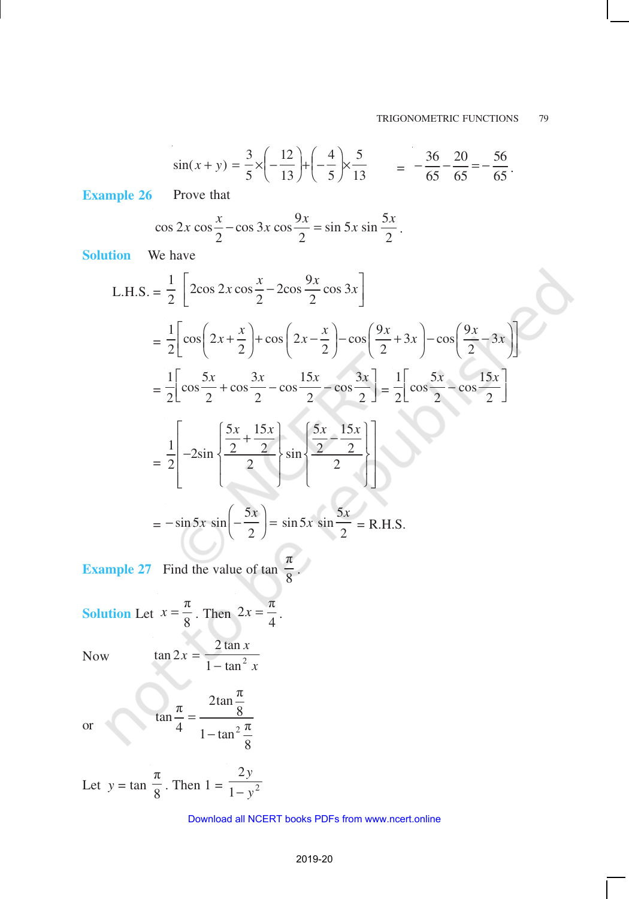$$\sin(x+y) = \frac{3}{5}\times\left(-\frac{12}{13}\right)+\left(-\frac{4}{5}\right)\times\frac{5}{13} \qquad = -\frac{36}{65}-\frac{20}{65}=-\frac{56}{65}.$$

**Example 26** Prove that

$$\cos 2x \cos\frac{x}{2}-\cos 3x \cos\frac{9x}{2} = \sin 5x \sin\frac{5x}{2}.$$

**Solution** We have

$$\text{L.H.S.} = \frac{1}{2}\left[2\cos 2x \cos\frac{x}{2}-2\cos\frac{9x}{2}\cos 3x\right]$$

$$= \frac{1}{2}\left[\cos\left(2x+\frac{x}{2}\right)+\cos\left(2x-\frac{x}{2}\right)-\cos\left(\frac{9x}{2}+3x\right)-\cos\left(\frac{9x}{2}-3x\right)\right]$$

$$= \frac{1}{2}\left[\cos\frac{5x}{2}+\cos\frac{3x}{2}-\cos\frac{15x}{2}-\cos\frac{3x}{2}\right] = \frac{1}{2}\left[\cos\frac{5x}{2}-\cos\frac{15x}{2}\right]$$

$$= \frac{1}{2}\left[-2\sin\left\{\frac{\frac{5x}{2}+\frac{15x}{2}}{2}\right\}\sin\left\{\frac{\frac{5x}{2}-\frac{15x}{2}}{2}\right\}\right]$$

$$= -\sin 5x \sin\left(-\frac{5x}{2}\right) = \sin 5x \sin\frac{5x}{2} = \text{R.H.S.}$$

**Example 27** Find the value of $\tan\frac{\pi}{8}$.

**Solution** Let $x = \frac{\pi}{8}$. Then $2x = \frac{\pi}{4}$.

Now $\qquad \tan 2x = \dfrac{2\tan x}{1-\tan^2 x}$

or $\qquad \tan\dfrac{\pi}{4} = \dfrac{2\tan\frac{\pi}{8}}{1-\tan^2\frac{\pi}{8}}$

Let $y = \tan\frac{\pi}{8}$. Then $1 = \dfrac{2y}{1-y^2}$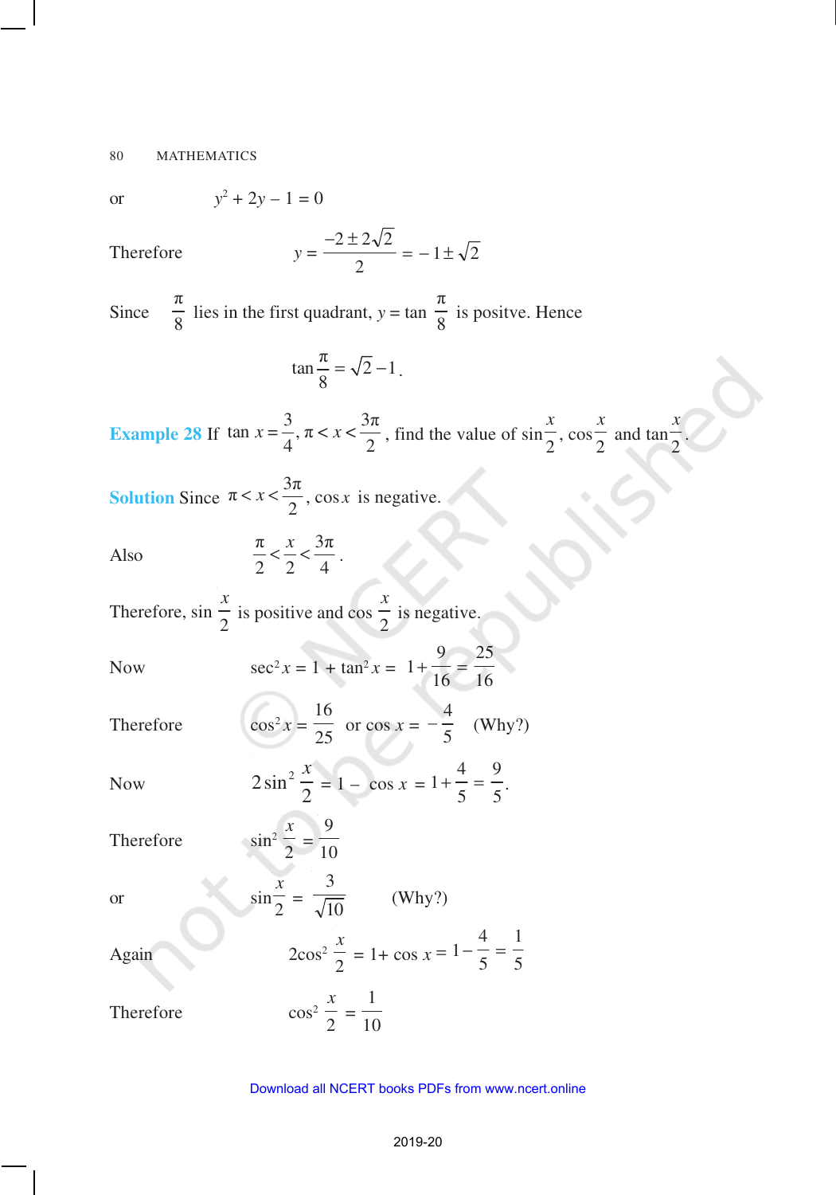or $\qquad y^2 + 2y - 1 = 0$

Therefore $\qquad y = \dfrac{-2 \pm 2\sqrt{2}}{2} = -1 \pm \sqrt{2}$

Since $\dfrac{\pi}{8}$ lies in the first quadrant, $y = \tan \dfrac{\pi}{8}$ is positve. Hence

$$\tan \frac{\pi}{8} = \sqrt{2} - 1.$$

**Example 28** If $\tan x = \dfrac{3}{4}, \pi < x < \dfrac{3\pi}{2}$, find the value of $\sin \dfrac{x}{2}, \cos \dfrac{x}{2}$ and $\tan \dfrac{x}{2}$.

**Solution** Since $\pi < x < \dfrac{3\pi}{2}$, $\cos x$ is negative.

Also $\qquad \dfrac{\pi}{2} < \dfrac{x}{2} < \dfrac{3\pi}{4}$.

Therefore, $\sin \dfrac{x}{2}$ is positive and $\cos \dfrac{x}{2}$ is negative.

Now $\qquad \sec^2 x = 1 + \tan^2 x = 1 + \dfrac{9}{16} = \dfrac{25}{16}$

Therefore $\qquad \cos^2 x = \dfrac{16}{25}$ or $\cos x = -\dfrac{4}{5}$ (Why?)

Now $\qquad 2\sin^2 \dfrac{x}{2} = 1 - \cos x = 1 + \dfrac{4}{5} = \dfrac{9}{5}$.

Therefore $\qquad \sin^2 \dfrac{x}{2} = \dfrac{9}{10}$

or $\qquad \sin \dfrac{x}{2} = \dfrac{3}{\sqrt{10}}$ (Why?)

Again $\qquad 2\cos^2 \dfrac{x}{2} = 1 + \cos x = 1 - \dfrac{4}{5} = \dfrac{1}{5}$

Therefore $\qquad \cos^2 \dfrac{x}{2} = \dfrac{1}{10}$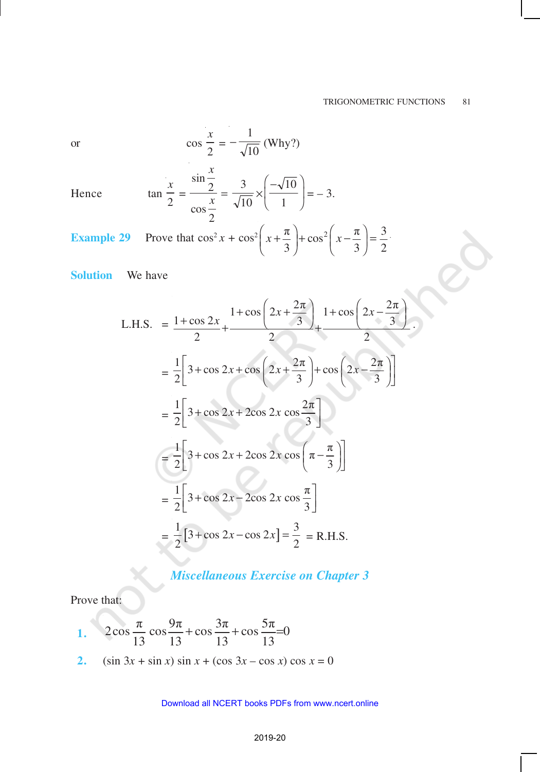or $$\cos\frac{x}{2} = -\frac{1}{\sqrt{10}} \text{ (Why?)}$$

Hence $$\tan\frac{x}{2} = \frac{\sin\frac{x}{2}}{\cos\frac{x}{2}} = \frac{3}{\sqrt{10}} \times \left(\frac{-\sqrt{10}}{1}\right) = -3.$$

**Example 29** Prove that $\cos^2 x + \cos^2\left(x+\frac{\pi}{3}\right) + \cos^2\left(x-\frac{\pi}{3}\right) = \frac{3}{2}$.

**Solution** We have

$$\text{L.H.S.} = \frac{1+\cos 2x}{2} + \frac{1+\cos\left(2x+\frac{2\pi}{3}\right)}{2} + \frac{1+\cos\left(2x-\frac{2\pi}{3}\right)}{2}.$$

$$= \frac{1}{2}\left[3+\cos 2x+\cos\left(2x+\frac{2\pi}{3}\right)+\cos\left(2x-\frac{2\pi}{3}\right)\right]$$

$$= \frac{1}{2}\left[3+\cos 2x+2\cos 2x\cos\frac{2\pi}{3}\right]$$

$$= \frac{1}{2}\left[3+\cos 2x+2\cos 2x\cos\left(\pi-\frac{\pi}{3}\right)\right]$$

$$= \frac{1}{2}\left[3+\cos 2x-2\cos 2x\cos\frac{\pi}{3}\right]$$

$$= \frac{1}{2}\left[3+\cos 2x-\cos 2x\right] = \frac{3}{2} = \text{R.H.S.}$$

## *Miscellaneous Exercise on Chapter 3*

Prove that:

**1.** $2\cos\frac{\pi}{13}\cos\frac{9\pi}{13}+\cos\frac{3\pi}{13}+\cos\frac{5\pi}{13}=0$

**2.** $(\sin 3x + \sin x)\sin x + (\cos 3x - \cos x)\cos x = 0$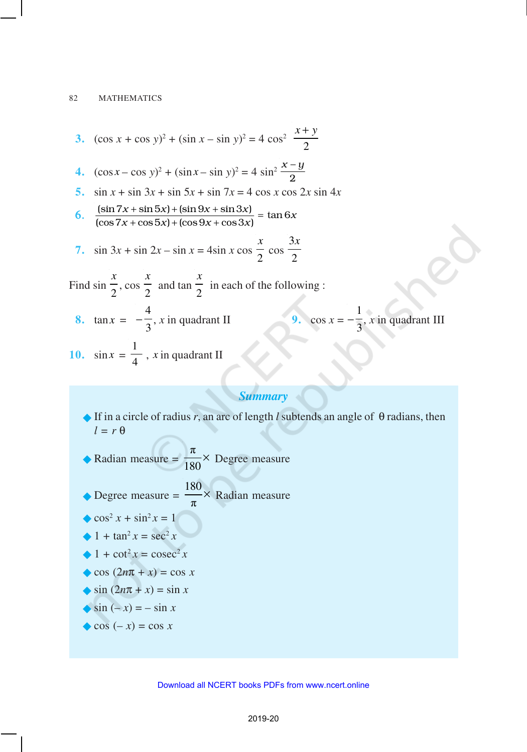**3.** $(\cos x + \cos y)^2 + (\sin x - \sin y)^2 = 4 \cos^2 \frac{x+y}{2}$

**4.** $(\cos x - \cos y)^2 + (\sin x - \sin y)^2 = 4 \sin^2 \frac{x-y}{2}$

**5.** $\sin x + \sin 3x + \sin 5x + \sin 7x = 4 \cos x \cos 2x \sin 4x$

**6.** $\dfrac{(\sin 7x + \sin 5x) + (\sin 9x + \sin 3x)}{(\cos 7x + \cos 5x) + (\cos 9x + \cos 3x)} = \tan 6x$

**7.** $\sin 3x + \sin 2x - \sin x = 4 \sin x \cos \frac{x}{2} \cos \frac{3x}{2}$

Find $\sin \frac{x}{2}$, $\cos \frac{x}{2}$ and $\tan \frac{x}{2}$ in each of the following :

**8.** $\tan x = -\frac{4}{3}$, $x$ in quadrant II

**9.** $\cos x = -\frac{1}{3}$, $x$ in quadrant III

**10.** $\sin x = \frac{1}{4}$, $x$ in quadrant II

## *Summary*

- If in a circle of radius $r$, an arc of length $l$ subtends an angle of $\theta$ radians, then $l = r\,\theta$
- Radian measure $= \frac{\pi}{180} \times$ Degree measure
- Degree measure $= \frac{180}{\pi} \times$ Radian measure
- $\cos^2 x + \sin^2 x = 1$
- $1 + \tan^2 x = \sec^2 x$
- $1 + \cot^2 x = \text{cosec}^2 x$
- $\cos (2n\pi + x) = \cos x$
- $\sin (2n\pi + x) = \sin x$
- $\sin (-x) = -\sin x$
- $\cos (-x) = \cos x$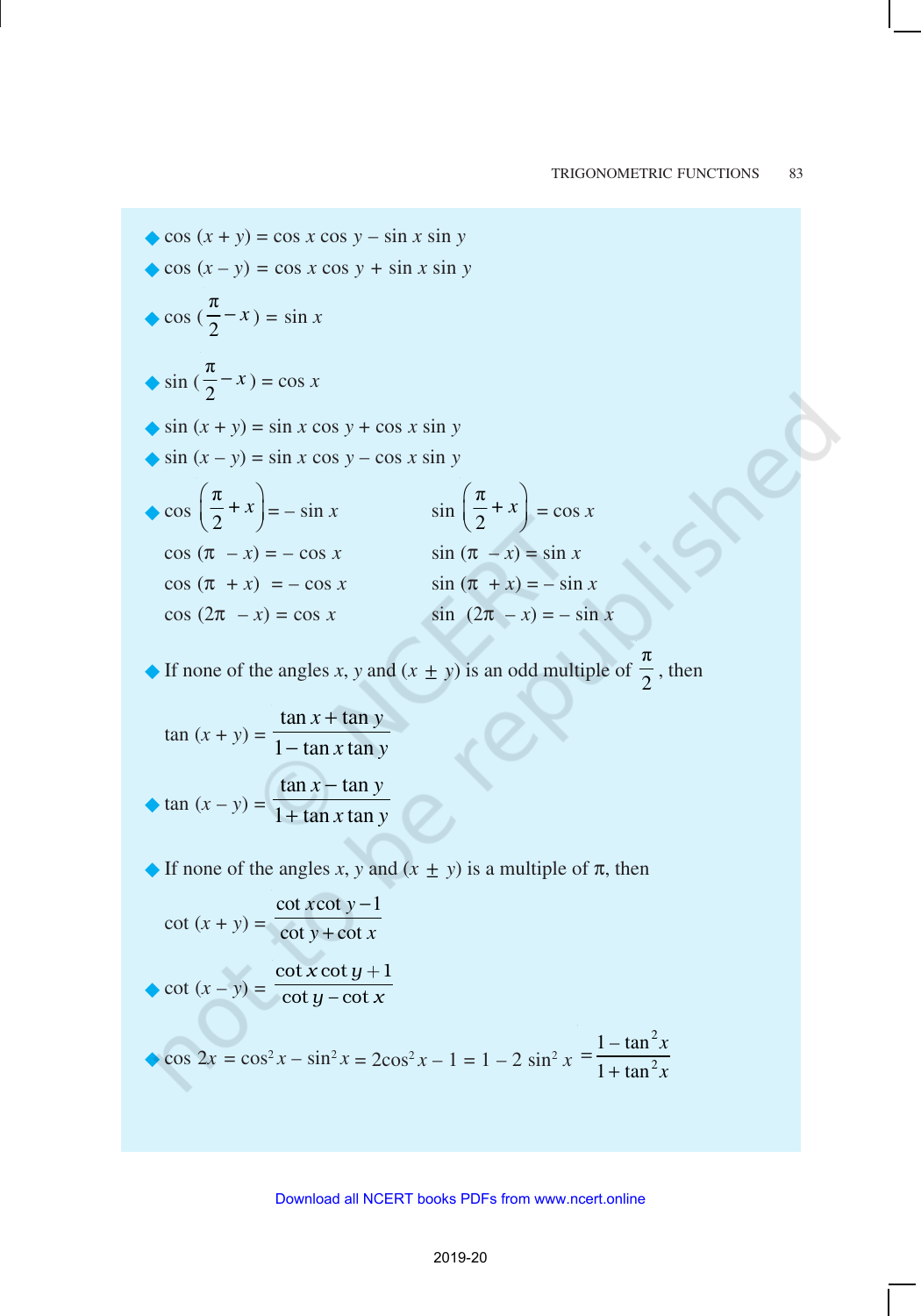- $\cos(x + y) = \cos x \cos y - \sin x \sin y$
- $\cos(x - y) = \cos x \cos y + \sin x \sin y$
- $\cos\left(\frac{\pi}{2} - x\right) = \sin x$
- $\sin\left(\frac{\pi}{2} - x\right) = \cos x$
- $\sin(x + y) = \sin x \cos y + \cos x \sin y$
- $\sin(x - y) = \sin x \cos y - \cos x \sin y$
- $\cos\left(\frac{\pi}{2} + x\right) = -\sin x$ $\quad\quad$ $\sin\left(\frac{\pi}{2} + x\right) = \cos x$

  $\cos(\pi - x) = -\cos x$ $\quad\quad$ $\sin(\pi - x) = \sin x$

  $\cos(\pi + x) = -\cos x$ $\quad\quad$ $\sin(\pi + x) = -\sin x$

  $\cos(2\pi - x) = \cos x$ $\quad\quad$ $\sin(2\pi - x) = -\sin x$

- If none of the angles $x$, $y$ and $(x \pm y)$ is an odd multiple of $\frac{\pi}{2}$, then

  $$\tan(x + y) = \frac{\tan x + \tan y}{1 - \tan x \tan y}$$

- $$\tan(x - y) = \frac{\tan x - \tan y}{1 + \tan x \tan y}$$

- If none of the angles $x$, $y$ and $(x \pm y)$ is a multiple of $\pi$, then

  $$\cot(x + y) = \frac{\cot x \cot y - 1}{\cot y + \cot x}$$

- $$\cot(x - y) = \frac{\cot x \cot y + 1}{\cot y - \cot x}$$

- $$\cos 2x = \cos^2 x - \sin^2 x = 2\cos^2 x - 1 = 1 - 2\sin^2 x = \frac{1 - \tan^2 x}{1 + \tan^2 x}$$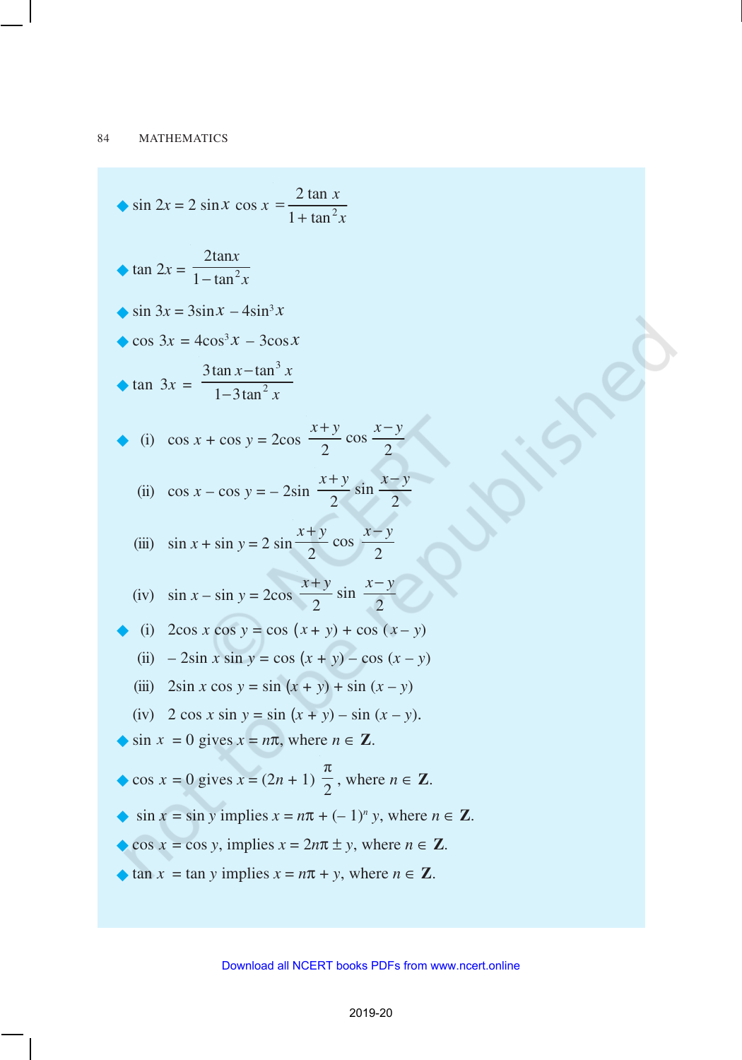- $\sin 2x = 2 \sin x \cos x = \dfrac{2 \tan x}{1 + \tan^2 x}$

- $\tan 2x = \dfrac{2\tan x}{1 - \tan^2 x}$

- $\sin 3x = 3\sin x - 4\sin^3 x$

- $\cos 3x = 4\cos^3 x - 3\cos x$

- $\tan 3x = \dfrac{3\tan x - \tan^3 x}{1 - 3\tan^2 x}$

- (i) $\cos x + \cos y = 2\cos \dfrac{x+y}{2} \cos \dfrac{x-y}{2}$

  (ii) $\cos x - \cos y = -2\sin \dfrac{x+y}{2} \sin \dfrac{x-y}{2}$

  (iii) $\sin x + \sin y = 2 \sin \dfrac{x+y}{2} \cos \dfrac{x-y}{2}$

  (iv) $\sin x - \sin y = 2\cos \dfrac{x+y}{2} \sin \dfrac{x-y}{2}$

- (i) $2\cos x \cos y = \cos (x + y) + \cos (x - y)$

  (ii) $-2\sin x \sin y = \cos (x + y) - \cos (x - y)$

  (iii) $2\sin x \cos y = \sin (x + y) + \sin (x - y)$

  (iv) $2 \cos x \sin y = \sin (x + y) - \sin (x - y)$.

- $\sin x = 0$ gives $x = n\pi$, where $n \in \mathbf{Z}$.

- $\cos x = 0$ gives $x = (2n + 1) \dfrac{\pi}{2}$, where $n \in \mathbf{Z}$.

- $\sin x = \sin y$ implies $x = n\pi + (-1)^n y$, where $n \in \mathbf{Z}$.

- $\cos x = \cos y$, implies $x = 2n\pi \pm y$, where $n \in \mathbf{Z}$.

- $\tan x = \tan y$ implies $x = n\pi + y$, where $n \in \mathbf{Z}$.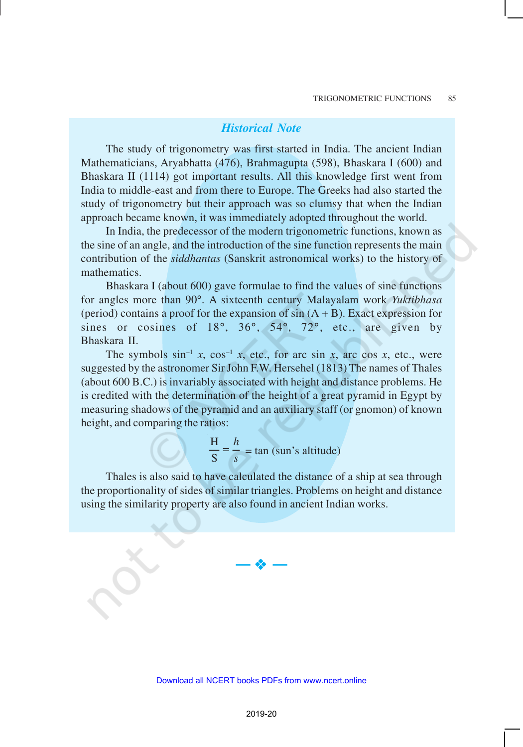## *Historical Note*

The study of trigonometry was first started in India. The ancient Indian Mathematicians, Aryabhatta (476), Brahmagupta (598), Bhaskara I (600) and Bhaskara II (1114) got important results. All this knowledge first went from India to middle-east and from there to Europe. The Greeks had also started the study of trigonometry but their approach was so clumsy that when the Indian approach became known, it was immediately adopted throughout the world.

In India, the predecessor of the modern trigonometric functions, known as the sine of an angle, and the introduction of the sine function represents the main contribution of the *siddhantas* (Sanskrit astronomical works) to the history of mathematics.

Bhaskara I (about 600) gave formulae to find the values of sine functions for angles more than 90°. A sixteenth century Malayalam work *Yuktibhasa* (period) contains a proof for the expansion of sin (A + B). Exact expression for sines or cosines of 18°, 36°, 54°, 72°, etc., are given by Bhaskara II.

The symbols $\sin^{-1} x$, $\cos^{-1} x$, etc., for arc sin $x$, arc cos $x$, etc., were suggested by the astronomer Sir John F.W. Hersehel (1813) The names of Thales (about 600 B.C.) is invariably associated with height and distance problems. He is credited with the determination of the height of a great pyramid in Egypt by measuring shadows of the pyramid and an auxiliary staff (or gnomon) of known height, and comparing the ratios:

$$\frac{\text{H}}{\text{S}} = \frac{h}{s} = \tan \text{(sun's altitude)}$$

Thales is also said to have calculated the distance of a ship at sea through the proportionality of sides of similar triangles. Problems on height and distance using the similarity property are also found in ancient Indian works.

— ❖ —